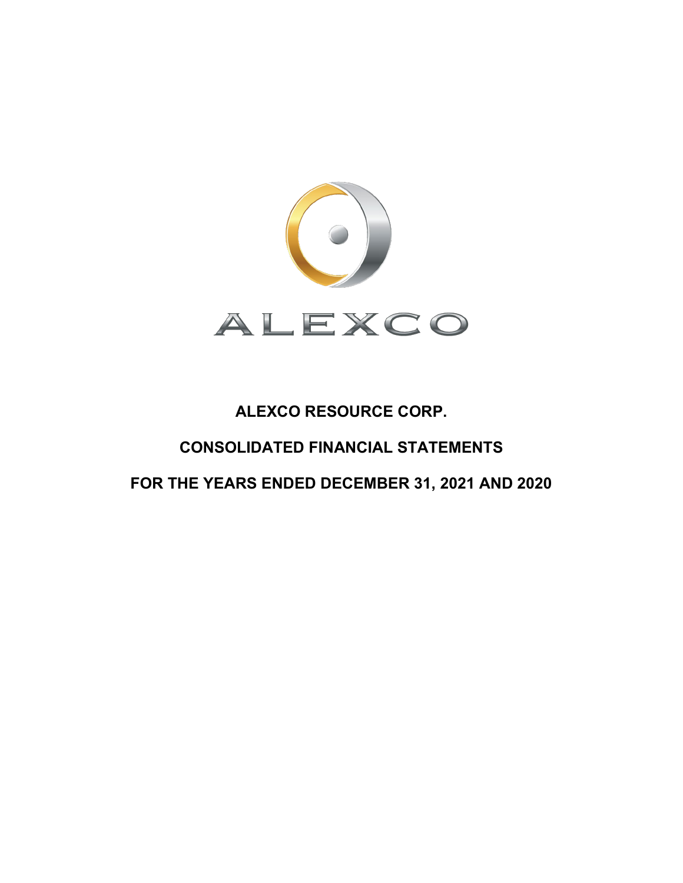ALEXCO

# ALEXCO RESOURCE CORP.

## CONSOLIDATED FINANCIAL STATEMENTS

## FOR THE YEARS ENDED DECEMBER 31, 2021 AND 2020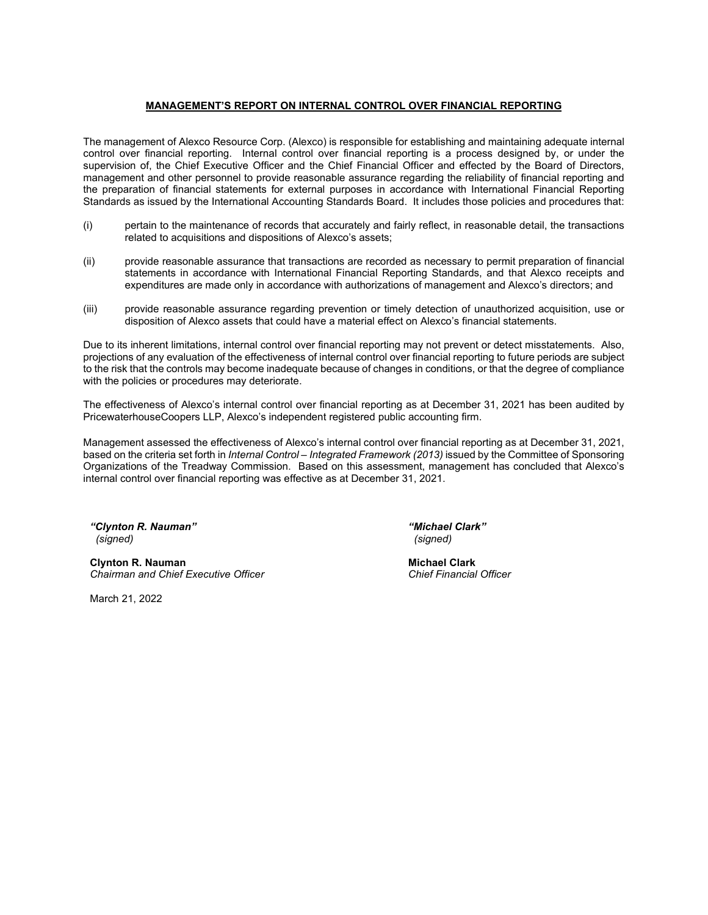## MANAGEMENT'S REPORT ON INTERNAL CONTROL OVER FINANCIAL REPORTING

The management of Alexco Resource Corp. (Alexco) is responsible for establishing and maintaining adequate internal control over financial reporting. Internal control over financial reporting is a process designed by, or under the supervision of, the Chief Executive Officer and the Chief Financial Officer and effected by the Board of Directors, management and other personnel to provide reasonable assurance regarding the reliability of financial reporting and the preparation of financial statements for external purposes in accordance with International Financial Reporting Standards as issued by the International Accounting Standards Board. It includes those policies and procedures that:

(i) pertain to the maintenance of records that accurately and fairly reflect, in reasonable detail, the transactions related to acquisitions and dispositions of Alexco's assets;

(ii) provide reasonable assurance that transactions are recorded as necessary to permit preparation of financial statements in accordance with International Financial Reporting Standards, and that Alexco receipts and expenditures are made only in accordance with authorizations of management and Alexco's directors; and

(iii) provide reasonable assurance regarding prevention or timely detection of unauthorized acquisition, use or disposition of Alexco assets that could have a material effect on Alexco's financial statements.

Due to its inherent limitations, internal control over financial reporting may not prevent or detect misstatements. Also, projections of any evaluation of the effectiveness of internal control over financial reporting to future periods are subject to the risk that the controls may become inadequate because of changes in conditions, or that the degree of compliance with the policies or procedures may deteriorate.

The effectiveness of Alexco's internal control over financial reporting as at December 31, 2021 has been audited by PricewaterhouseCoopers LLP, Alexco's independent registered public accounting firm.

Management assessed the effectiveness of Alexco's internal control over financial reporting as at December 31, 2021, based on the criteria set forth in *Internal Control – Integrated Framework (2013)* issued by the Committee of Sponsoring Organizations of the Treadway Commission. Based on this assessment, management has concluded that Alexco's internal control over financial reporting was effective as at December 31, 2021.

***"Clynton R. Nauman"***
*(signed)*

**Clynton R. Nauman**
*Chairman and Chief Executive Officer*

***"Michael Clark"***
*(signed)*

**Michael Clark**
*Chief Financial Officer*

March 21, 2022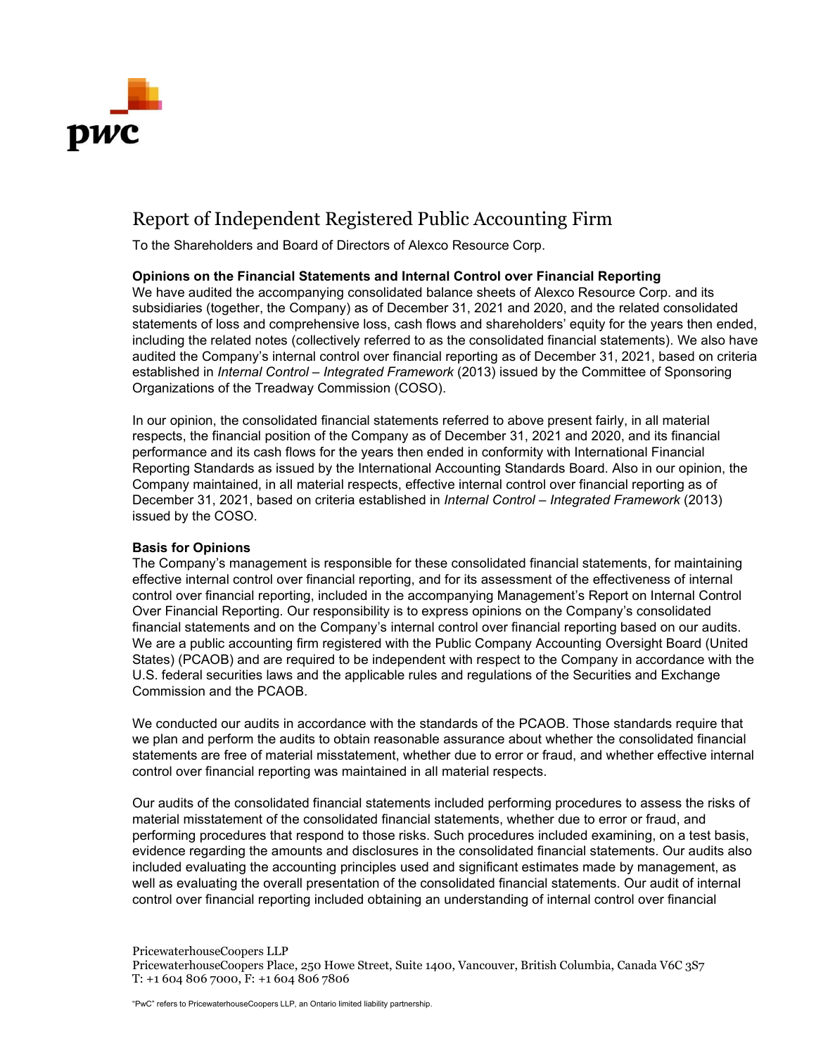# Report of Independent Registered Public Accounting Firm

To the Shareholders and Board of Directors of Alexco Resource Corp.

**Opinions on the Financial Statements and Internal Control over Financial Reporting**

We have audited the accompanying consolidated balance sheets of Alexco Resource Corp. and its subsidiaries (together, the Company) as of December 31, 2021 and 2020, and the related consolidated statements of loss and comprehensive loss, cash flows and shareholders' equity for the years then ended, including the related notes (collectively referred to as the consolidated financial statements). We also have audited the Company's internal control over financial reporting as of December 31, 2021, based on criteria established in *Internal Control – Integrated Framework* (2013) issued by the Committee of Sponsoring Organizations of the Treadway Commission (COSO).

In our opinion, the consolidated financial statements referred to above present fairly, in all material respects, the financial position of the Company as of December 31, 2021 and 2020, and its financial performance and its cash flows for the years then ended in conformity with International Financial Reporting Standards as issued by the International Accounting Standards Board. Also in our opinion, the Company maintained, in all material respects, effective internal control over financial reporting as of December 31, 2021, based on criteria established in *Internal Control – Integrated Framework* (2013) issued by the COSO.

**Basis for Opinions**

The Company's management is responsible for these consolidated financial statements, for maintaining effective internal control over financial reporting, and for its assessment of the effectiveness of internal control over financial reporting, included in the accompanying Management's Report on Internal Control Over Financial Reporting. Our responsibility is to express opinions on the Company's consolidated financial statements and on the Company's internal control over financial reporting based on our audits. We are a public accounting firm registered with the Public Company Accounting Oversight Board (United States) (PCAOB) and are required to be independent with respect to the Company in accordance with the U.S. federal securities laws and the applicable rules and regulations of the Securities and Exchange Commission and the PCAOB.

We conducted our audits in accordance with the standards of the PCAOB. Those standards require that we plan and perform the audits to obtain reasonable assurance about whether the consolidated financial statements are free of material misstatement, whether due to error or fraud, and whether effective internal control over financial reporting was maintained in all material respects.

Our audits of the consolidated financial statements included performing procedures to assess the risks of material misstatement of the consolidated financial statements, whether due to error or fraud, and performing procedures that respond to those risks. Such procedures included examining, on a test basis, evidence regarding the amounts and disclosures in the consolidated financial statements. Our audits also included evaluating the accounting principles used and significant estimates made by management, as well as evaluating the overall presentation of the consolidated financial statements. Our audit of internal control over financial reporting included obtaining an understanding of internal control over financial

PricewaterhouseCoopers LLP
PricewaterhouseCoopers Place, 250 Howe Street, Suite 1400, Vancouver, British Columbia, Canada V6C 3S7
T: +1 604 806 7000, F: +1 604 806 7806

"PwC" refers to PricewaterhouseCoopers LLP, an Ontario limited liability partnership.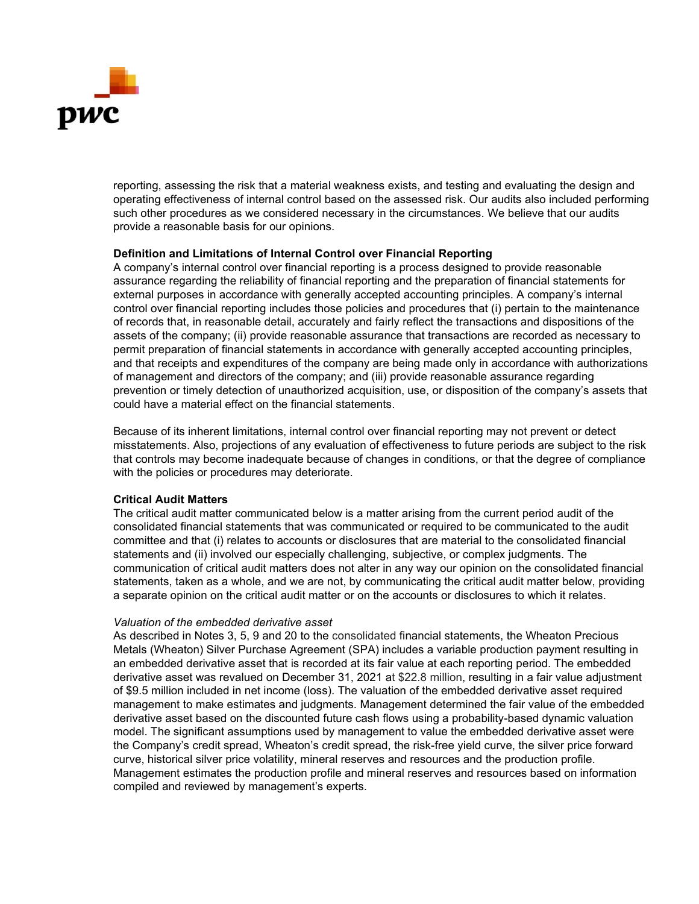reporting, assessing the risk that a material weakness exists, and testing and evaluating the design and operating effectiveness of internal control based on the assessed risk. Our audits also included performing such other procedures as we considered necessary in the circumstances. We believe that our audits provide a reasonable basis for our opinions.

**Definition and Limitations of Internal Control over Financial Reporting**

A company's internal control over financial reporting is a process designed to provide reasonable assurance regarding the reliability of financial reporting and the preparation of financial statements for external purposes in accordance with generally accepted accounting principles. A company's internal control over financial reporting includes those policies and procedures that (i) pertain to the maintenance of records that, in reasonable detail, accurately and fairly reflect the transactions and dispositions of the assets of the company; (ii) provide reasonable assurance that transactions are recorded as necessary to permit preparation of financial statements in accordance with generally accepted accounting principles, and that receipts and expenditures of the company are being made only in accordance with authorizations of management and directors of the company; and (iii) provide reasonable assurance regarding prevention or timely detection of unauthorized acquisition, use, or disposition of the company's assets that could have a material effect on the financial statements.

Because of its inherent limitations, internal control over financial reporting may not prevent or detect misstatements. Also, projections of any evaluation of effectiveness to future periods are subject to the risk that controls may become inadequate because of changes in conditions, or that the degree of compliance with the policies or procedures may deteriorate.

**Critical Audit Matters**

The critical audit matter communicated below is a matter arising from the current period audit of the consolidated financial statements that was communicated or required to be communicated to the audit committee and that (i) relates to accounts or disclosures that are material to the consolidated financial statements and (ii) involved our especially challenging, subjective, or complex judgments. The communication of critical audit matters does not alter in any way our opinion on the consolidated financial statements, taken as a whole, and we are not, by communicating the critical audit matter below, providing a separate opinion on the critical audit matter or on the accounts or disclosures to which it relates.

*Valuation of the embedded derivative asset*

As described in Notes 3, 5, 9 and 20 to the consolidated financial statements, the Wheaton Precious Metals (Wheaton) Silver Purchase Agreement (SPA) includes a variable production payment resulting in an embedded derivative asset that is recorded at its fair value at each reporting period. The embedded derivative asset was revalued on December 31, 2021 at $22.8 million, resulting in a fair value adjustment of $9.5 million included in net income (loss). The valuation of the embedded derivative asset required management to make estimates and judgments. Management determined the fair value of the embedded derivative asset based on the discounted future cash flows using a probability-based dynamic valuation model. The significant assumptions used by management to value the embedded derivative asset were the Company's credit spread, Wheaton's credit spread, the risk-free yield curve, the silver price forward curve, historical silver price volatility, mineral reserves and resources and the production profile. Management estimates the production profile and mineral reserves and resources based on information compiled and reviewed by management's experts.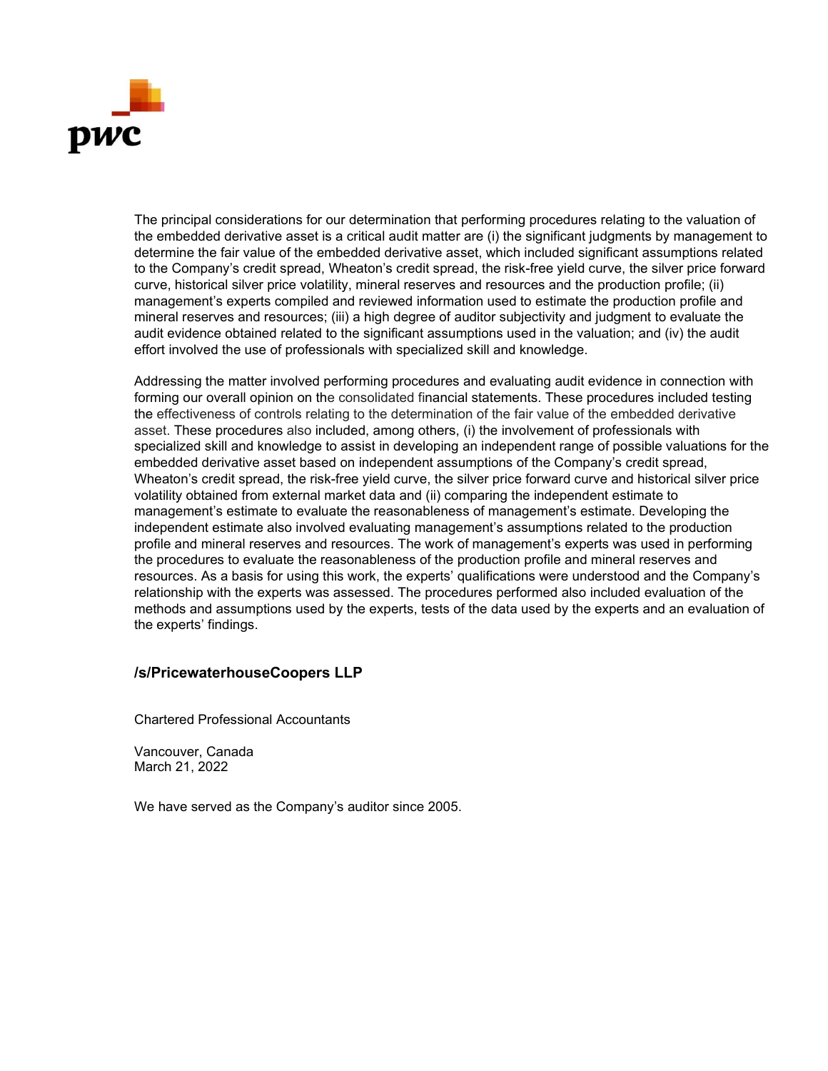The principal considerations for our determination that performing procedures relating to the valuation of the embedded derivative asset is a critical audit matter are (i) the significant judgments by management to determine the fair value of the embedded derivative asset, which included significant assumptions related to the Company's credit spread, Wheaton's credit spread, the risk-free yield curve, the silver price forward curve, historical silver price volatility, mineral reserves and resources and the production profile; (ii) management's experts compiled and reviewed information used to estimate the production profile and mineral reserves and resources; (iii) a high degree of auditor subjectivity and judgment to evaluate the audit evidence obtained related to the significant assumptions used in the valuation; and (iv) the audit effort involved the use of professionals with specialized skill and knowledge.

Addressing the matter involved performing procedures and evaluating audit evidence in connection with forming our overall opinion on the consolidated financial statements. These procedures included testing the effectiveness of controls relating to the determination of the fair value of the embedded derivative asset. These procedures also included, among others, (i) the involvement of professionals with specialized skill and knowledge to assist in developing an independent range of possible valuations for the embedded derivative asset based on independent assumptions of the Company's credit spread, Wheaton's credit spread, the risk-free yield curve, the silver price forward curve and historical silver price volatility obtained from external market data and (ii) comparing the independent estimate to management's estimate to evaluate the reasonableness of management's estimate. Developing the independent estimate also involved evaluating management's assumptions related to the production profile and mineral reserves and resources. The work of management's experts was used in performing the procedures to evaluate the reasonableness of the production profile and mineral reserves and resources. As a basis for using this work, the experts' qualifications were understood and the Company's relationship with the experts was assessed. The procedures performed also included evaluation of the methods and assumptions used by the experts, tests of the data used by the experts and an evaluation of the experts' findings.

**/s/PricewaterhouseCoopers LLP**

Chartered Professional Accountants

Vancouver, Canada
March 21, 2022

We have served as the Company's auditor since 2005.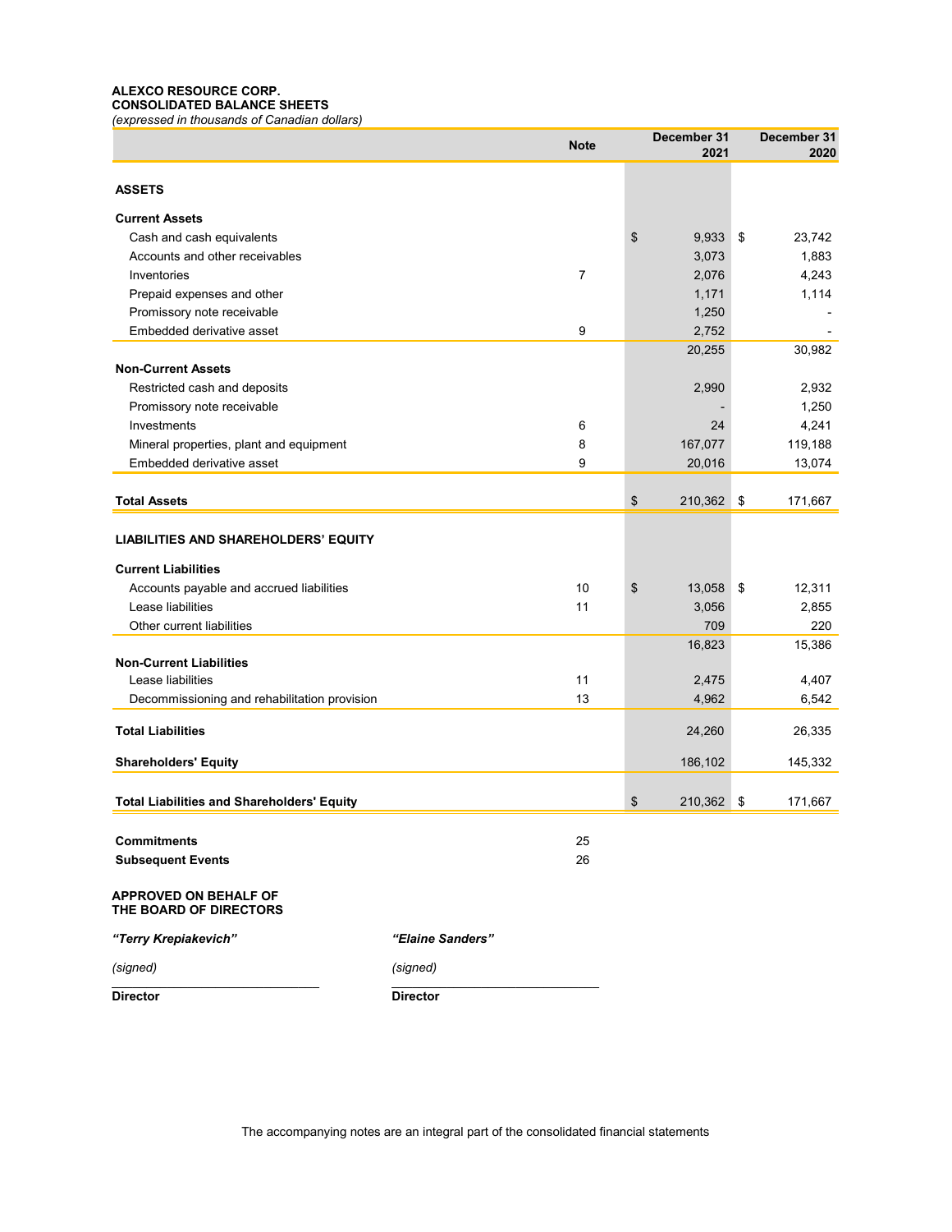**ALEXCO RESOURCE CORP.**
**CONSOLIDATED BALANCE SHEETS**
*(expressed in thousands of Canadian dollars)*

| | Note | December 31 2021 | December 31 2020 |
|---|---|---|---|
| **ASSETS** | | | |
| **Current Assets** | | | |
| Cash and cash equivalents | | $ 9,933 | $ 23,742 |
| Accounts and other receivables | | 3,073 | 1,883 |
| Inventories | 7 | 2,076 | 4,243 |
| Prepaid expenses and other | | 1,171 | 1,114 |
| Promissory note receivable | | 1,250 | - |
| Embedded derivative asset | 9 | 2,752 | - |
| | | 20,255 | 30,982 |
| **Non-Current Assets** | | | |
| Restricted cash and deposits | | 2,990 | 2,932 |
| Promissory note receivable | | - | 1,250 |
| Investments | 6 | 24 | 4,241 |
| Mineral properties, plant and equipment | 8 | 167,077 | 119,188 |
| Embedded derivative asset | 9 | 20,016 | 13,074 |
| **Total Assets** | | $ 210,362 | $ 171,667 |
| **LIABILITIES AND SHAREHOLDERS' EQUITY** | | | |
| **Current Liabilities** | | | |
| Accounts payable and accrued liabilities | 10 | $ 13,058 | $ 12,311 |
| Lease liabilities | 11 | 3,056 | 2,855 |
| Other current liabilities | | 709 | 220 |
| | | 16,823 | 15,386 |
| **Non-Current Liabilities** | | | |
| Lease liabilities | 11 | 2,475 | 4,407 |
| Decommissioning and rehabilitation provision | 13 | 4,962 | 6,542 |
| **Total Liabilities** | | 24,260 | 26,335 |
| **Shareholders' Equity** | | 186,102 | 145,332 |
| **Total Liabilities and Shareholders' Equity** | | $ 210,362 | $ 171,667 |

| | Note |
|---|---|
| **Commitments** | 25 |
| **Subsequent Events** | 26 |

**APPROVED ON BEHALF OF THE BOARD OF DIRECTORS**

| ***"Terry Krepiakevich"*** | ***"Elaine Sanders"*** |
|---|---|
| *(signed)* | *(signed)* |
| **Director** | **Director** |

The accompanying notes are an integral part of the consolidated financial statements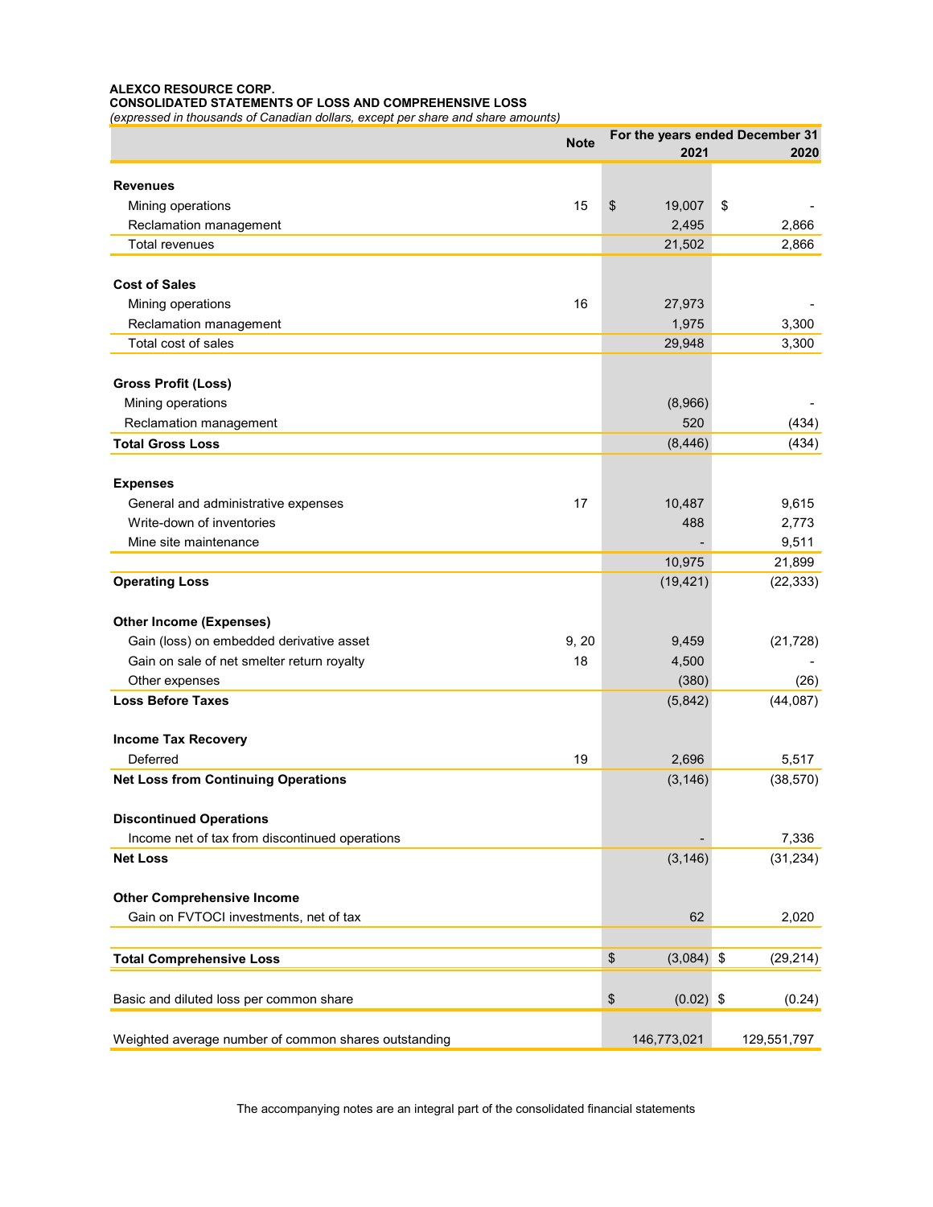**ALEXCO RESOURCE CORP.**
**CONSOLIDATED STATEMENTS OF LOSS AND COMPREHENSIVE LOSS**
*(expressed in thousands of Canadian dollars, except per share and share amounts)*

| | Note | For the years ended December 31 2021 | 2020 |
|---|---|---|---|
| **Revenues** | | | |
| Mining operations | 15 | $ 19,007 | $ - |
| Reclamation management | | 2,495 | 2,866 |
| Total revenues | | 21,502 | 2,866 |
| **Cost of Sales** | | | |
| Mining operations | 16 | 27,973 | - |
| Reclamation management | | 1,975 | 3,300 |
| Total cost of sales | | 29,948 | 3,300 |
| **Gross Profit (Loss)** | | | |
| Mining operations | | (8,966) | - |
| Reclamation management | | 520 | (434) |
| **Total Gross Loss** | | (8,446) | (434) |
| **Expenses** | | | |
| General and administrative expenses | 17 | 10,487 | 9,615 |
| Write-down of inventories | | 488 | 2,773 |
| Mine site maintenance | | - | 9,511 |
| | | 10,975 | 21,899 |
| **Operating Loss** | | (19,421) | (22,333) |
| **Other Income (Expenses)** | | | |
| Gain (loss) on embedded derivative asset | 9, 20 | 9,459 | (21,728) |
| Gain on sale of net smelter return royalty | 18 | 4,500 | - |
| Other expenses | | (380) | (26) |
| **Loss Before Taxes** | | (5,842) | (44,087) |
| **Income Tax Recovery** | | | |
| Deferred | 19 | 2,696 | 5,517 |
| **Net Loss from Continuing Operations** | | (3,146) | (38,570) |
| **Discontinued Operations** | | | |
| Income net of tax from discontinued operations | | - | 7,336 |
| **Net Loss** | | (3,146) | (31,234) |
| **Other Comprehensive Income** | | | |
| Gain on FVTOCI investments, net of tax | | 62 | 2,020 |
| **Total Comprehensive Loss** | | $ (3,084) | $ (29,214) |
| Basic and diluted loss per common share | | $ (0.02) | $ (0.24) |
| Weighted average number of common shares outstanding | | 146,773,021 | 129,551,797 |

The accompanying notes are an integral part of the consolidated financial statements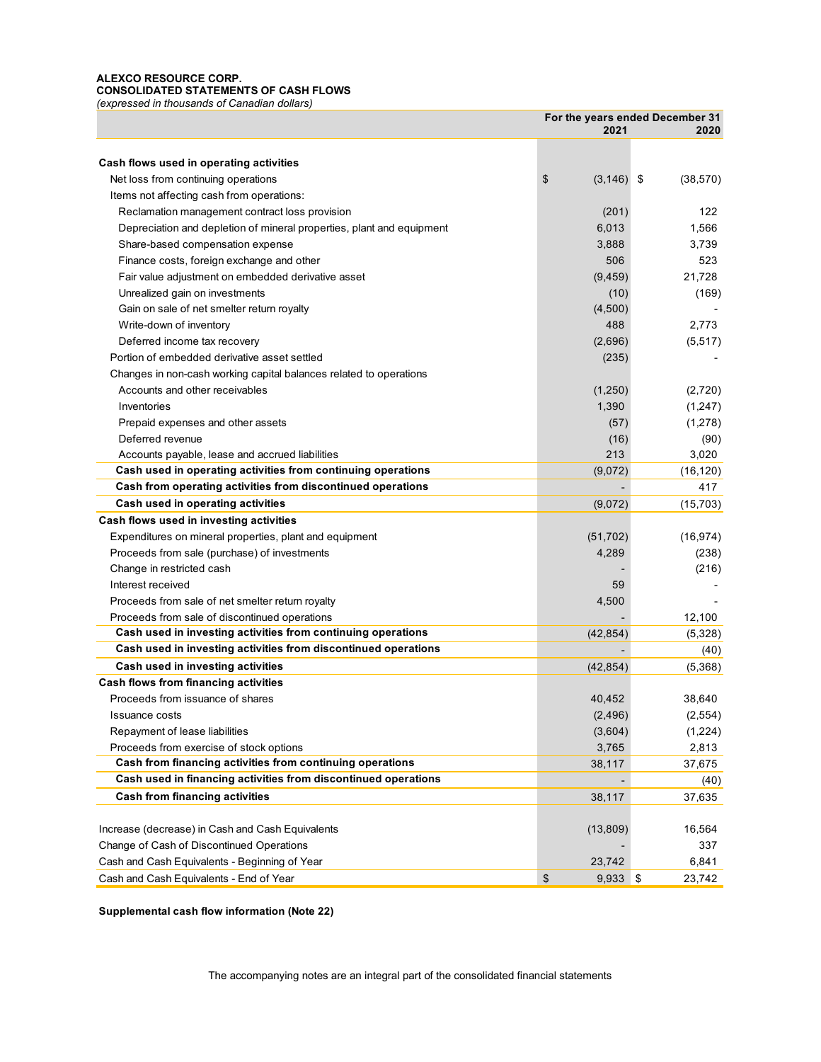**ALEXCO RESOURCE CORP.**
**CONSOLIDATED STATEMENTS OF CASH FLOWS**
*(expressed in thousands of Canadian dollars)*

| | For the years ended December 31 2021 | 2020 |
|---|---|---|
| **Cash flows used in operating activities** | | |
| Net loss from continuing operations | $ (3,146) | $ (38,570) |
| Items not affecting cash from operations: | | |
| Reclamation management contract loss provision | (201) | 122 |
| Depreciation and depletion of mineral properties, plant and equipment | 6,013 | 1,566 |
| Share-based compensation expense | 3,888 | 3,739 |
| Finance costs, foreign exchange and other | 506 | 523 |
| Fair value adjustment on embedded derivative asset | (9,459) | 21,728 |
| Unrealized gain on investments | (10) | (169) |
| Gain on sale of net smelter return royalty | (4,500) | - |
| Write-down of inventory | 488 | 2,773 |
| Deferred income tax recovery | (2,696) | (5,517) |
| Portion of embedded derivative asset settled | (235) | - |
| Changes in non-cash working capital balances related to operations | | |
| Accounts and other receivables | (1,250) | (2,720) |
| Inventories | 1,390 | (1,247) |
| Prepaid expenses and other assets | (57) | (1,278) |
| Deferred revenue | (16) | (90) |
| Accounts payable, lease and accrued liabilities | 213 | 3,020 |
| **Cash used in operating activities from continuing operations** | (9,072) | (16,120) |
| **Cash from operating activities from discontinued operations** | - | 417 |
| **Cash used in operating activities** | (9,072) | (15,703) |
| **Cash flows used in investing activities** | | |
| Expenditures on mineral properties, plant and equipment | (51,702) | (16,974) |
| Proceeds from sale (purchase) of investments | 4,289 | (238) |
| Change in restricted cash | - | (216) |
| Interest received | 59 | - |
| Proceeds from sale of net smelter return royalty | 4,500 | - |
| Proceeds from sale of discontinued operations | - | 12,100 |
| **Cash used in investing activities from continuing operations** | (42,854) | (5,328) |
| **Cash used in investing activities from discontinued operations** | - | (40) |
| **Cash used in investing activities** | (42,854) | (5,368) |
| **Cash flows from financing activities** | | |
| Proceeds from issuance of shares | 40,452 | 38,640 |
| Issuance costs | (2,496) | (2,554) |
| Repayment of lease liabilities | (3,604) | (1,224) |
| Proceeds from exercise of stock options | 3,765 | 2,813 |
| **Cash from financing activities from continuing operations** | 38,117 | 37,675 |
| **Cash used in financing activities from discontinued operations** | - | (40) |
| **Cash from financing activities** | 38,117 | 37,635 |
| | | |
| Increase (decrease) in Cash and Cash Equivalents | (13,809) | 16,564 |
| Change of Cash of Discontinued Operations | - | 337 |
| Cash and Cash Equivalents - Beginning of Year | 23,742 | 6,841 |
| Cash and Cash Equivalents - End of Year | $ 9,933 | $ 23,742 |

**Supplemental cash flow information (Note 22)**

The accompanying notes are an integral part of the consolidated financial statements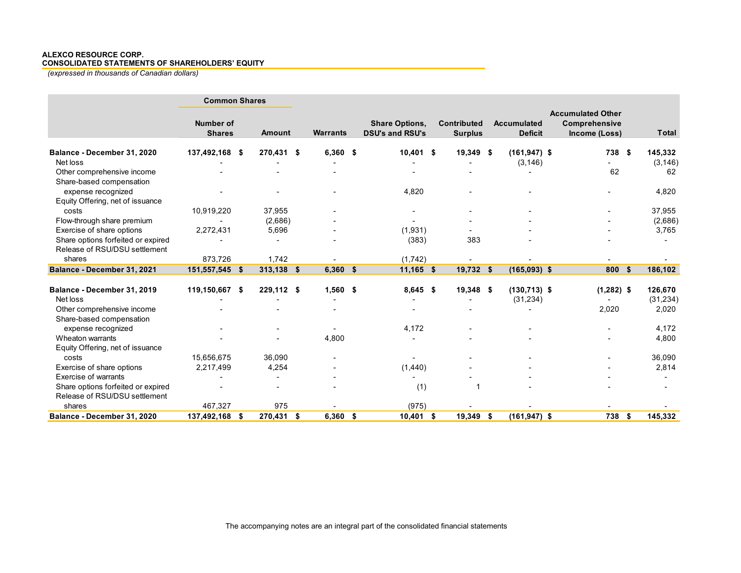**ALEXCO RESOURCE CORP.**
**CONSOLIDATED STATEMENTS OF SHAREHOLDERS' EQUITY**
*(expressed in thousands of Canadian dollars)*

| | Common Shares | | | | | | | |
|---|---|---|---|---|---|---|---|---|
| | Number of Shares | Amount | Warrants | Share Options, DSU's and RSU's | Contributed Surplus | Accumulated Deficit | Accumulated Other Comprehensive Income (Loss) | Total |
| **Balance - December 31, 2020** | **137,492,168** | **$ 270,431** | **$ 6,360** | **$ 10,401** | **$ 19,349** | **$ (161,947)** | **$ 738** | **$ 145,332** |
| Net loss | - | - | - | - | - | (3,146) | - | (3,146) |
| Other comprehensive income | - | - | - | - | - | - | 62 | 62 |
| Share-based compensation expense recognized | - | - | - | 4,820 | - | - | - | 4,820 |
| Equity Offering, net of issuance costs | 10,919,220 | 37,955 | - | - | - | - | - | 37,955 |
| Flow-through share premium | - | (2,686) | - | - | - | - | - | (2,686) |
| Exercise of share options | 2,272,431 | 5,696 | - | (1,931) | - | - | - | 3,765 |
| Share options forfeited or expired | - | - | - | (383) | 383 | - | - | - |
| Release of RSU/DSU settlement shares | 873,726 | 1,742 | - | (1,742) | - | - | - | - |
| **Balance - December 31, 2021** | **151,557,545** | **$ 313,138** | **$ 6,360** | **$ 11,165** | **$ 19,732** | **$ (165,093)** | **$ 800** | **$ 186,102** |
| | | | | | | | | |
| **Balance - December 31, 2019** | **119,150,667** | **$ 229,112** | **$ 1,560** | **$ 8,645** | **$ 19,348** | **$ (130,713)** | **$ (1,282)** | **$ 126,670** |
| Net loss | - | - | - | - | - | (31,234) | - | (31,234) |
| Other comprehensive income | - | - | - | - | - | - | 2,020 | 2,020 |
| Share-based compensation expense recognized | - | - | - | 4,172 | - | - | - | 4,172 |
| Wheaton warrants | - | - | 4,800 | - | - | - | - | 4,800 |
| Equity Offering, net of issuance costs | 15,656,675 | 36,090 | - | - | - | - | - | 36,090 |
| Exercise of share options | 2,217,499 | 4,254 | - | (1,440) | - | - | - | 2,814 |
| Exercise of warrants | - | - | - | - | - | - | - | - |
| Share options forfeited or expired | - | - | - | (1) | 1 | - | - | - |
| Release of RSU/DSU settlement shares | 467,327 | 975 | - | (975) | - | - | - | - |
| **Balance - December 31, 2020** | **137,492,168** | **$ 270,431** | **$ 6,360** | **$ 10,401** | **$ 19,349** | **$ (161,947)** | **$ 738** | **$ 145,332** |

The accompanying notes are an integral part of the consolidated financial statements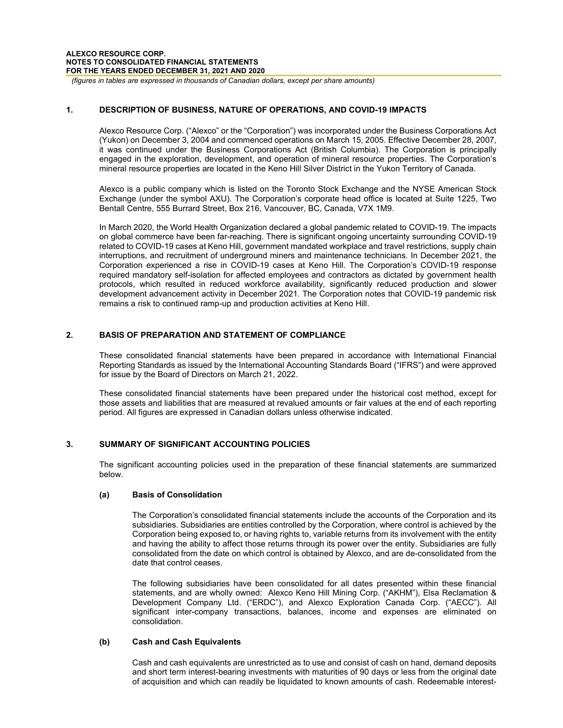## 1. DESCRIPTION OF BUSINESS, NATURE OF OPERATIONS, AND COVID-19 IMPACTS

Alexco Resource Corp. ("Alexco" or the "Corporation") was incorporated under the Business Corporations Act (Yukon) on December 3, 2004 and commenced operations on March 15, 2005. Effective December 28, 2007, it was continued under the Business Corporations Act (British Columbia). The Corporation is principally engaged in the exploration, development, and operation of mineral resource properties. The Corporation's mineral resource properties are located in the Keno Hill Silver District in the Yukon Territory of Canada.

Alexco is a public company which is listed on the Toronto Stock Exchange and the NYSE American Stock Exchange (under the symbol AXU). The Corporation's corporate head office is located at Suite 1225, Two Bentall Centre, 555 Burrard Street, Box 216, Vancouver, BC, Canada, V7X 1M9.

In March 2020, the World Health Organization declared a global pandemic related to COVID-19. The impacts on global commerce have been far-reaching. There is significant ongoing uncertainty surrounding COVID-19 related to COVID-19 cases at Keno Hill, government mandated workplace and travel restrictions, supply chain interruptions, and recruitment of underground miners and maintenance technicians. In December 2021, the Corporation experienced a rise in COVID-19 cases at Keno Hill. The Corporation's COVID-19 response required mandatory self-isolation for affected employees and contractors as dictated by government health protocols, which resulted in reduced workforce availability, significantly reduced production and slower development advancement activity in December 2021. The Corporation notes that COVID-19 pandemic risk remains a risk to continued ramp-up and production activities at Keno Hill.

## 2. BASIS OF PREPARATION AND STATEMENT OF COMPLIANCE

These consolidated financial statements have been prepared in accordance with International Financial Reporting Standards as issued by the International Accounting Standards Board ("IFRS") and were approved for issue by the Board of Directors on March 21, 2022.

These consolidated financial statements have been prepared under the historical cost method, except for those assets and liabilities that are measured at revalued amounts or fair values at the end of each reporting period. All figures are expressed in Canadian dollars unless otherwise indicated.

## 3. SUMMARY OF SIGNIFICANT ACCOUNTING POLICIES

The significant accounting policies used in the preparation of these financial statements are summarized below.

### (a) Basis of Consolidation

The Corporation's consolidated financial statements include the accounts of the Corporation and its subsidiaries. Subsidiaries are entities controlled by the Corporation, where control is achieved by the Corporation being exposed to, or having rights to, variable returns from its involvement with the entity and having the ability to affect those returns through its power over the entity. Subsidiaries are fully consolidated from the date on which control is obtained by Alexco, and are de-consolidated from the date that control ceases.

The following subsidiaries have been consolidated for all dates presented within these financial statements, and are wholly owned: Alexco Keno Hill Mining Corp. ("AKHM"), Elsa Reclamation & Development Company Ltd. ("ERDC"), and Alexco Exploration Canada Corp. ("AECC"). All significant inter-company transactions, balances, income and expenses are eliminated on consolidation.

### (b) Cash and Cash Equivalents

Cash and cash equivalents are unrestricted as to use and consist of cash on hand, demand deposits and short term interest-bearing investments with maturities of 90 days or less from the original date of acquisition and which can readily be liquidated to known amounts of cash. Redeemable interest-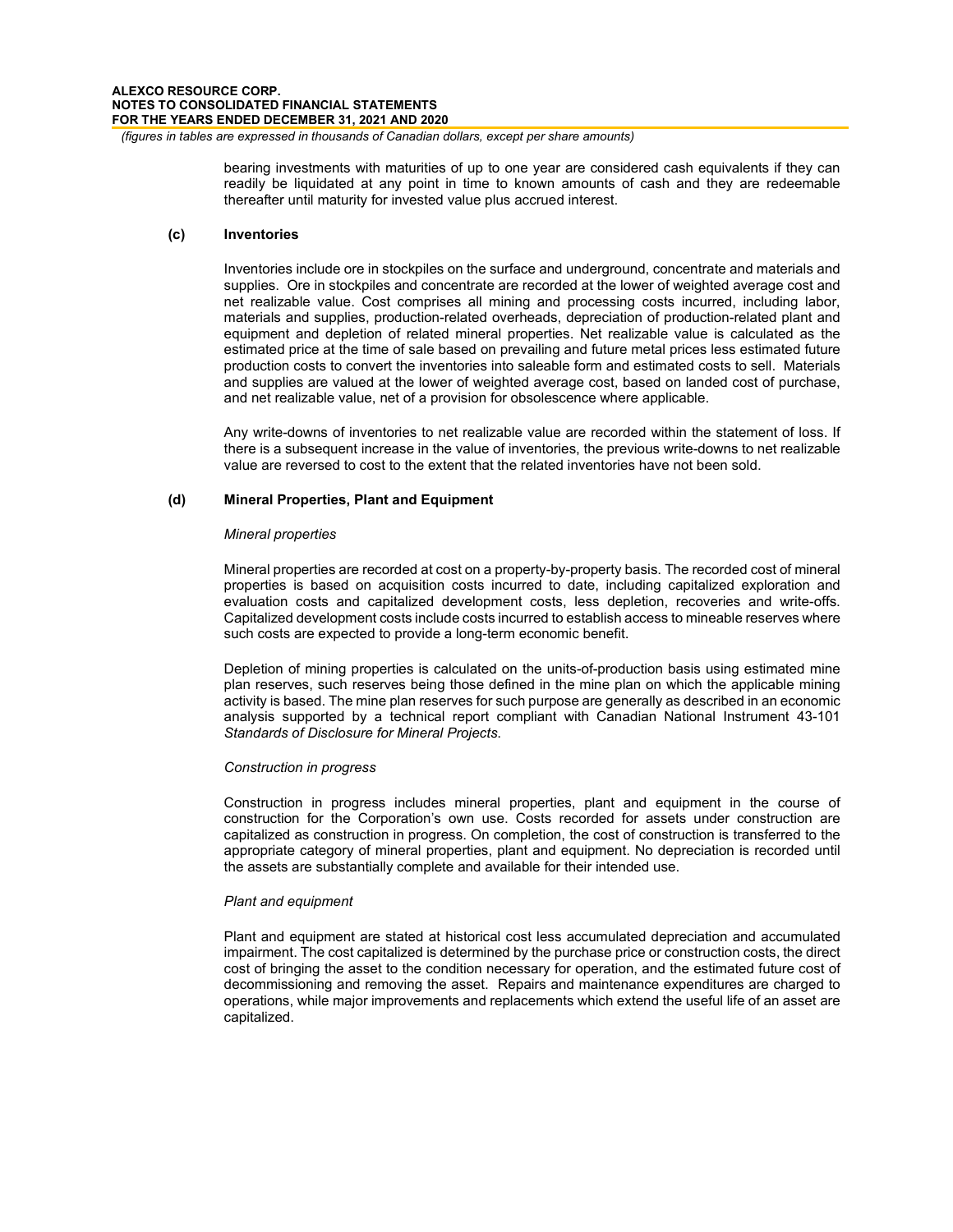bearing investments with maturities of up to one year are considered cash equivalents if they can readily be liquidated at any point in time to known amounts of cash and they are redeemable thereafter until maturity for invested value plus accrued interest.

### (c) Inventories

Inventories include ore in stockpiles on the surface and underground, concentrate and materials and supplies. Ore in stockpiles and concentrate are recorded at the lower of weighted average cost and net realizable value. Cost comprises all mining and processing costs incurred, including labor, materials and supplies, production-related overheads, depreciation of production-related plant and equipment and depletion of related mineral properties. Net realizable value is calculated as the estimated price at the time of sale based on prevailing and future metal prices less estimated future production costs to convert the inventories into saleable form and estimated costs to sell. Materials and supplies are valued at the lower of weighted average cost, based on landed cost of purchase, and net realizable value, net of a provision for obsolescence where applicable.

Any write-downs of inventories to net realizable value are recorded within the statement of loss. If there is a subsequent increase in the value of inventories, the previous write-downs to net realizable value are reversed to cost to the extent that the related inventories have not been sold.

### (d) Mineral Properties, Plant and Equipment

*Mineral properties*

Mineral properties are recorded at cost on a property-by-property basis. The recorded cost of mineral properties is based on acquisition costs incurred to date, including capitalized exploration and evaluation costs and capitalized development costs, less depletion, recoveries and write-offs. Capitalized development costs include costs incurred to establish access to mineable reserves where such costs are expected to provide a long-term economic benefit.

Depletion of mining properties is calculated on the units-of-production basis using estimated mine plan reserves, such reserves being those defined in the mine plan on which the applicable mining activity is based. The mine plan reserves for such purpose are generally as described in an economic analysis supported by a technical report compliant with Canadian National Instrument 43-101 *Standards of Disclosure for Mineral Projects.*

*Construction in progress*

Construction in progress includes mineral properties, plant and equipment in the course of construction for the Corporation's own use. Costs recorded for assets under construction are capitalized as construction in progress. On completion, the cost of construction is transferred to the appropriate category of mineral properties, plant and equipment. No depreciation is recorded until the assets are substantially complete and available for their intended use.

*Plant and equipment*

Plant and equipment are stated at historical cost less accumulated depreciation and accumulated impairment. The cost capitalized is determined by the purchase price or construction costs, the direct cost of bringing the asset to the condition necessary for operation, and the estimated future cost of decommissioning and removing the asset. Repairs and maintenance expenditures are charged to operations, while major improvements and replacements which extend the useful life of an asset are capitalized.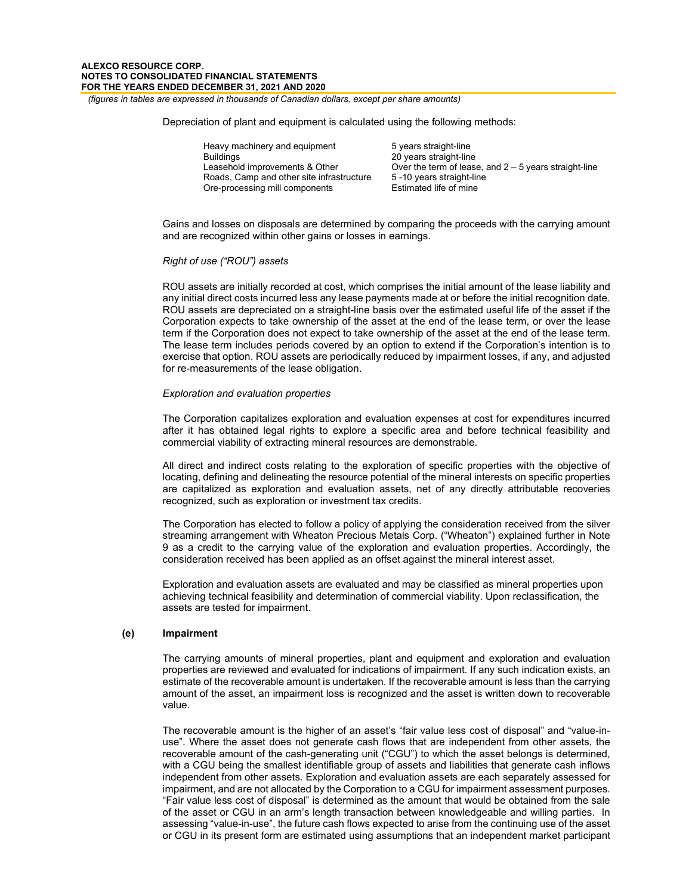Depreciation of plant and equipment is calculated using the following methods:

| | |
|---|---|
| Heavy machinery and equipment | 5 years straight-line |
| Buildings | 20 years straight-line |
| Leasehold improvements & Other | Over the term of lease, and 2 – 5 years straight-line |
| Roads, Camp and other site infrastructure | 5 -10 years straight-line |
| Ore-processing mill components | Estimated life of mine |

Gains and losses on disposals are determined by comparing the proceeds with the carrying amount and are recognized within other gains or losses in earnings.

*Right of use ("ROU") assets*

ROU assets are initially recorded at cost, which comprises the initial amount of the lease liability and any initial direct costs incurred less any lease payments made at or before the initial recognition date. ROU assets are depreciated on a straight-line basis over the estimated useful life of the asset if the Corporation expects to take ownership of the asset at the end of the lease term, or over the lease term if the Corporation does not expect to take ownership of the asset at the end of the lease term. The lease term includes periods covered by an option to extend if the Corporation's intention is to exercise that option. ROU assets are periodically reduced by impairment losses, if any, and adjusted for re-measurements of the lease obligation.

*Exploration and evaluation properties*

The Corporation capitalizes exploration and evaluation expenses at cost for expenditures incurred after it has obtained legal rights to explore a specific area and before technical feasibility and commercial viability of extracting mineral resources are demonstrable.

All direct and indirect costs relating to the exploration of specific properties with the objective of locating, defining and delineating the resource potential of the mineral interests on specific properties are capitalized as exploration and evaluation assets, net of any directly attributable recoveries recognized, such as exploration or investment tax credits.

The Corporation has elected to follow a policy of applying the consideration received from the silver streaming arrangement with Wheaton Precious Metals Corp. ("Wheaton") explained further in Note 9 as a credit to the carrying value of the exploration and evaluation properties. Accordingly, the consideration received has been applied as an offset against the mineral interest asset.

Exploration and evaluation assets are evaluated and may be classified as mineral properties upon achieving technical feasibility and determination of commercial viability. Upon reclassification, the assets are tested for impairment.

**(e) Impairment**

The carrying amounts of mineral properties, plant and equipment and exploration and evaluation properties are reviewed and evaluated for indications of impairment. If any such indication exists, an estimate of the recoverable amount is undertaken. If the recoverable amount is less than the carrying amount of the asset, an impairment loss is recognized and the asset is written down to recoverable value.

The recoverable amount is the higher of an asset's "fair value less cost of disposal" and "value-in-use". Where the asset does not generate cash flows that are independent from other assets, the recoverable amount of the cash-generating unit ("CGU") to which the asset belongs is determined, with a CGU being the smallest identifiable group of assets and liabilities that generate cash inflows independent from other assets. Exploration and evaluation assets are each separately assessed for impairment, and are not allocated by the Corporation to a CGU for impairment assessment purposes. "Fair value less cost of disposal" is determined as the amount that would be obtained from the sale of the asset or CGU in an arm's length transaction between knowledgeable and willing parties. In assessing "value-in-use", the future cash flows expected to arise from the continuing use of the asset or CGU in its present form are estimated using assumptions that an independent market participant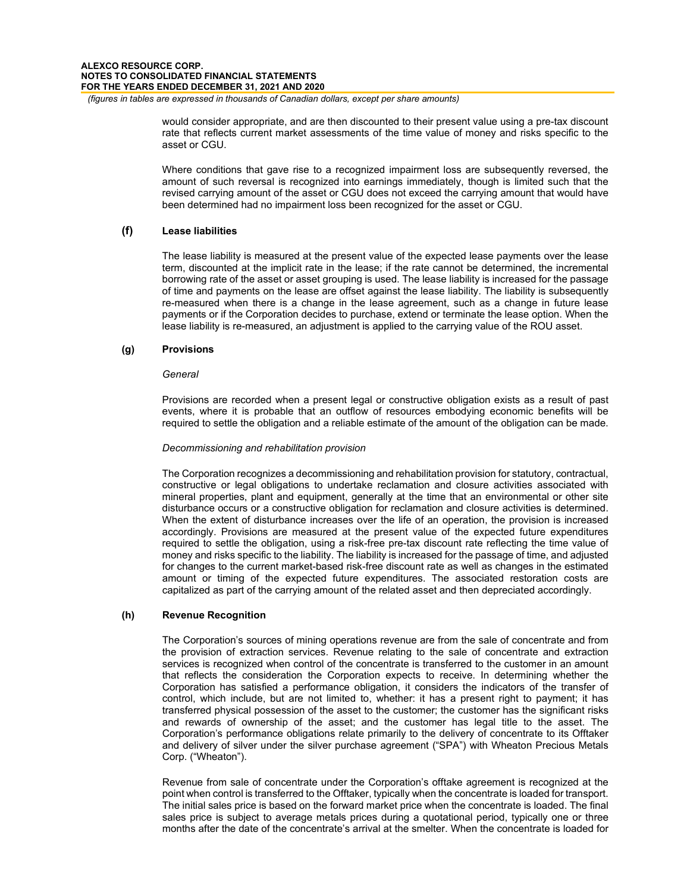would consider appropriate, and are then discounted to their present value using a pre-tax discount rate that reflects current market assessments of the time value of money and risks specific to the asset or CGU.

Where conditions that gave rise to a recognized impairment loss are subsequently reversed, the amount of such reversal is recognized into earnings immediately, though is limited such that the revised carrying amount of the asset or CGU does not exceed the carrying amount that would have been determined had no impairment loss been recognized for the asset or CGU.

### (f) Lease liabilities

The lease liability is measured at the present value of the expected lease payments over the lease term, discounted at the implicit rate in the lease; if the rate cannot be determined, the incremental borrowing rate of the asset or asset grouping is used. The lease liability is increased for the passage of time and payments on the lease are offset against the lease liability. The liability is subsequently re-measured when there is a change in the lease agreement, such as a change in future lease payments or if the Corporation decides to purchase, extend or terminate the lease option. When the lease liability is re-measured, an adjustment is applied to the carrying value of the ROU asset.

### (g) Provisions

*General*

Provisions are recorded when a present legal or constructive obligation exists as a result of past events, where it is probable that an outflow of resources embodying economic benefits will be required to settle the obligation and a reliable estimate of the amount of the obligation can be made.

*Decommissioning and rehabilitation provision*

The Corporation recognizes a decommissioning and rehabilitation provision for statutory, contractual, constructive or legal obligations to undertake reclamation and closure activities associated with mineral properties, plant and equipment, generally at the time that an environmental or other site disturbance occurs or a constructive obligation for reclamation and closure activities is determined. When the extent of disturbance increases over the life of an operation, the provision is increased accordingly. Provisions are measured at the present value of the expected future expenditures required to settle the obligation, using a risk-free pre-tax discount rate reflecting the time value of money and risks specific to the liability. The liability is increased for the passage of time, and adjusted for changes to the current market-based risk-free discount rate as well as changes in the estimated amount or timing of the expected future expenditures. The associated restoration costs are capitalized as part of the carrying amount of the related asset and then depreciated accordingly.

### (h) Revenue Recognition

The Corporation's sources of mining operations revenue are from the sale of concentrate and from the provision of extraction services. Revenue relating to the sale of concentrate and extraction services is recognized when control of the concentrate is transferred to the customer in an amount that reflects the consideration the Corporation expects to receive. In determining whether the Corporation has satisfied a performance obligation, it considers the indicators of the transfer of control, which include, but are not limited to, whether: it has a present right to payment; it has transferred physical possession of the asset to the customer; the customer has the significant risks and rewards of ownership of the asset; and the customer has legal title to the asset. The Corporation's performance obligations relate primarily to the delivery of concentrate to its Offtaker and delivery of silver under the silver purchase agreement ("SPA") with Wheaton Precious Metals Corp. ("Wheaton").

Revenue from sale of concentrate under the Corporation's offtake agreement is recognized at the point when control is transferred to the Offtaker, typically when the concentrate is loaded for transport. The initial sales price is based on the forward market price when the concentrate is loaded. The final sales price is subject to average metals prices during a quotational period, typically one or three months after the date of the concentrate's arrival at the smelter. When the concentrate is loaded for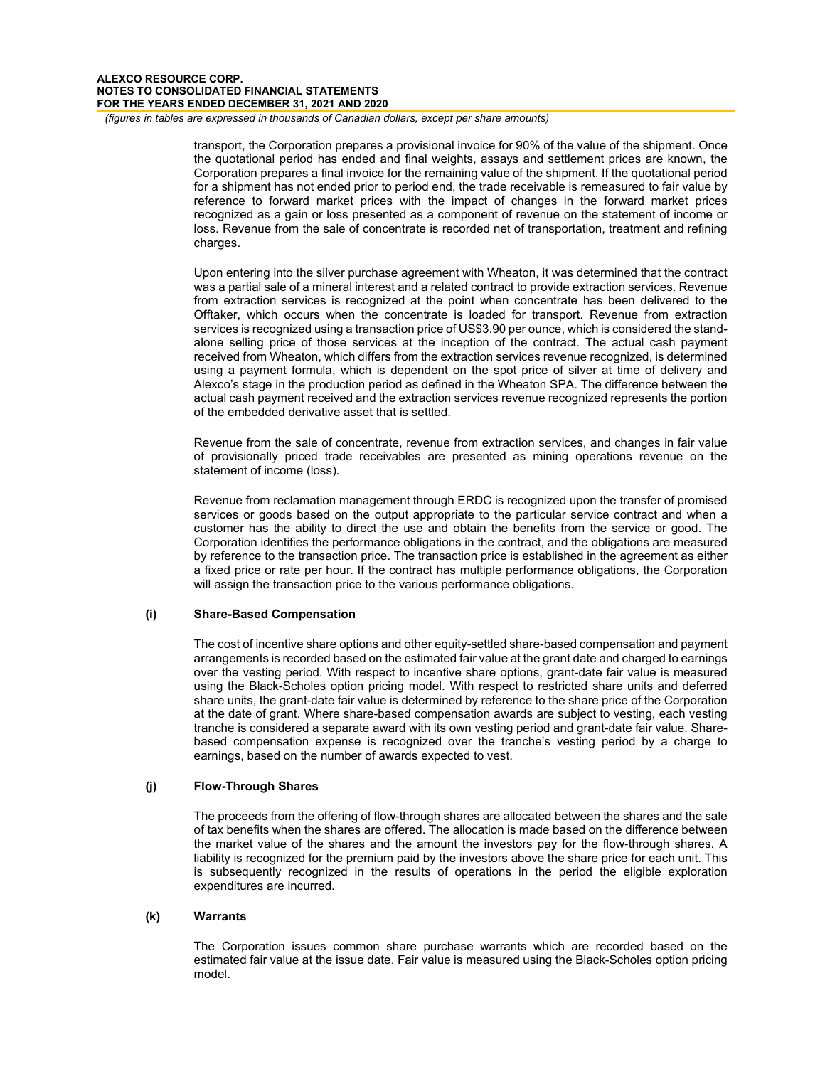transport, the Corporation prepares a provisional invoice for 90% of the value of the shipment. Once the quotational period has ended and final weights, assays and settlement prices are known, the Corporation prepares a final invoice for the remaining value of the shipment. If the quotational period for a shipment has not ended prior to period end, the trade receivable is remeasured to fair value by reference to forward market prices with the impact of changes in the forward market prices recognized as a gain or loss presented as a component of revenue on the statement of income or loss. Revenue from the sale of concentrate is recorded net of transportation, treatment and refining charges.

Upon entering into the silver purchase agreement with Wheaton, it was determined that the contract was a partial sale of a mineral interest and a related contract to provide extraction services. Revenue from extraction services is recognized at the point when concentrate has been delivered to the Offtaker, which occurs when the concentrate is loaded for transport. Revenue from extraction services is recognized using a transaction price of US$3.90 per ounce, which is considered the stand-alone selling price of those services at the inception of the contract. The actual cash payment received from Wheaton, which differs from the extraction services revenue recognized, is determined using a payment formula, which is dependent on the spot price of silver at time of delivery and Alexco's stage in the production period as defined in the Wheaton SPA. The difference between the actual cash payment received and the extraction services revenue recognized represents the portion of the embedded derivative asset that is settled.

Revenue from the sale of concentrate, revenue from extraction services, and changes in fair value of provisionally priced trade receivables are presented as mining operations revenue on the statement of income (loss).

Revenue from reclamation management through ERDC is recognized upon the transfer of promised services or goods based on the output appropriate to the particular service contract and when a customer has the ability to direct the use and obtain the benefits from the service or good. The Corporation identifies the performance obligations in the contract, and the obligations are measured by reference to the transaction price. The transaction price is established in the agreement as either a fixed price or rate per hour. If the contract has multiple performance obligations, the Corporation will assign the transaction price to the various performance obligations.

### (i) Share-Based Compensation

The cost of incentive share options and other equity-settled share-based compensation and payment arrangements is recorded based on the estimated fair value at the grant date and charged to earnings over the vesting period. With respect to incentive share options, grant-date fair value is measured using the Black-Scholes option pricing model. With respect to restricted share units and deferred share units, the grant-date fair value is determined by reference to the share price of the Corporation at the date of grant. Where share-based compensation awards are subject to vesting, each vesting tranche is considered a separate award with its own vesting period and grant-date fair value. Share-based compensation expense is recognized over the tranche's vesting period by a charge to earnings, based on the number of awards expected to vest.

### (j) Flow-Through Shares

The proceeds from the offering of flow-through shares are allocated between the shares and the sale of tax benefits when the shares are offered. The allocation is made based on the difference between the market value of the shares and the amount the investors pay for the flow-through shares. A liability is recognized for the premium paid by the investors above the share price for each unit. This is subsequently recognized in the results of operations in the period the eligible exploration expenditures are incurred.

### (k) Warrants

The Corporation issues common share purchase warrants which are recorded based on the estimated fair value at the issue date. Fair value is measured using the Black-Scholes option pricing model.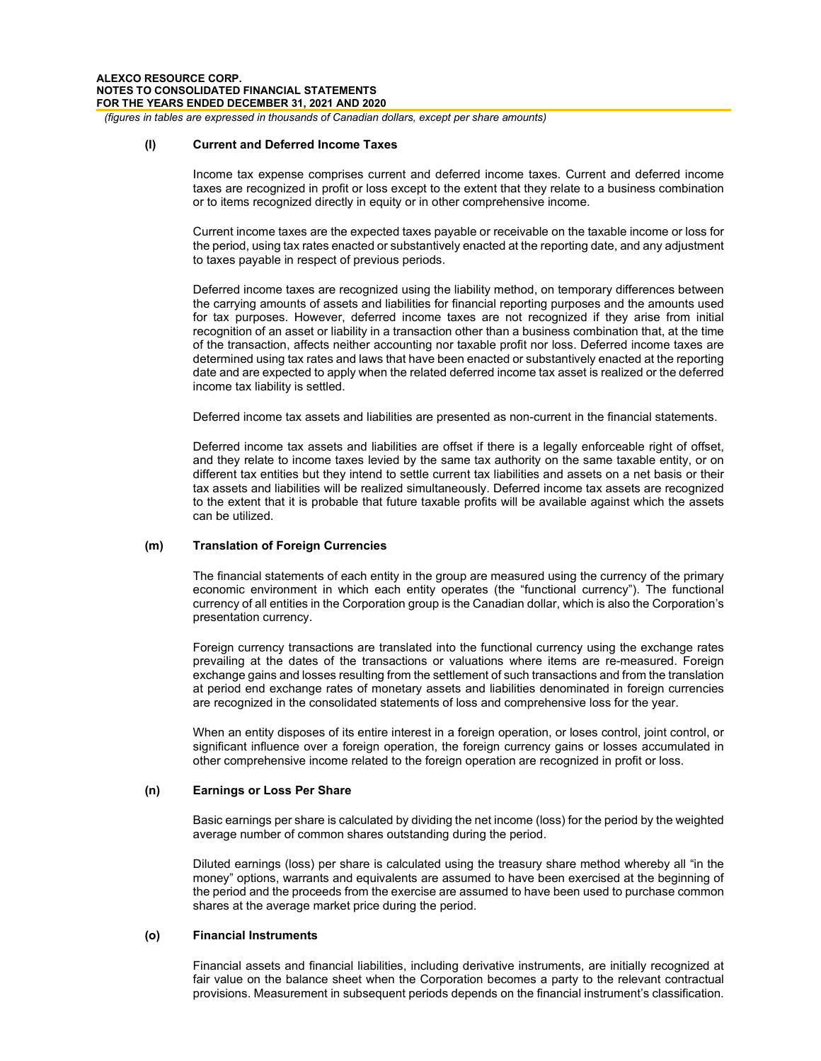#### (l) Current and Deferred Income Taxes

Income tax expense comprises current and deferred income taxes. Current and deferred income taxes are recognized in profit or loss except to the extent that they relate to a business combination or to items recognized directly in equity or in other comprehensive income.

Current income taxes are the expected taxes payable or receivable on the taxable income or loss for the period, using tax rates enacted or substantively enacted at the reporting date, and any adjustment to taxes payable in respect of previous periods.

Deferred income taxes are recognized using the liability method, on temporary differences between the carrying amounts of assets and liabilities for financial reporting purposes and the amounts used for tax purposes. However, deferred income taxes are not recognized if they arise from initial recognition of an asset or liability in a transaction other than a business combination that, at the time of the transaction, affects neither accounting nor taxable profit nor loss. Deferred income taxes are determined using tax rates and laws that have been enacted or substantively enacted at the reporting date and are expected to apply when the related deferred income tax asset is realized or the deferred income tax liability is settled.

Deferred income tax assets and liabilities are presented as non-current in the financial statements.

Deferred income tax assets and liabilities are offset if there is a legally enforceable right of offset, and they relate to income taxes levied by the same tax authority on the same taxable entity, or on different tax entities but they intend to settle current tax liabilities and assets on a net basis or their tax assets and liabilities will be realized simultaneously. Deferred income tax assets are recognized to the extent that it is probable that future taxable profits will be available against which the assets can be utilized.

#### (m) Translation of Foreign Currencies

The financial statements of each entity in the group are measured using the currency of the primary economic environment in which each entity operates (the "functional currency"). The functional currency of all entities in the Corporation group is the Canadian dollar, which is also the Corporation's presentation currency.

Foreign currency transactions are translated into the functional currency using the exchange rates prevailing at the dates of the transactions or valuations where items are re-measured. Foreign exchange gains and losses resulting from the settlement of such transactions and from the translation at period end exchange rates of monetary assets and liabilities denominated in foreign currencies are recognized in the consolidated statements of loss and comprehensive loss for the year.

When an entity disposes of its entire interest in a foreign operation, or loses control, joint control, or significant influence over a foreign operation, the foreign currency gains or losses accumulated in other comprehensive income related to the foreign operation are recognized in profit or loss.

#### (n) Earnings or Loss Per Share

Basic earnings per share is calculated by dividing the net income (loss) for the period by the weighted average number of common shares outstanding during the period.

Diluted earnings (loss) per share is calculated using the treasury share method whereby all "in the money" options, warrants and equivalents are assumed to have been exercised at the beginning of the period and the proceeds from the exercise are assumed to have been used to purchase common shares at the average market price during the period.

#### (o) Financial Instruments

Financial assets and financial liabilities, including derivative instruments, are initially recognized at fair value on the balance sheet when the Corporation becomes a party to the relevant contractual provisions. Measurement in subsequent periods depends on the financial instrument's classification.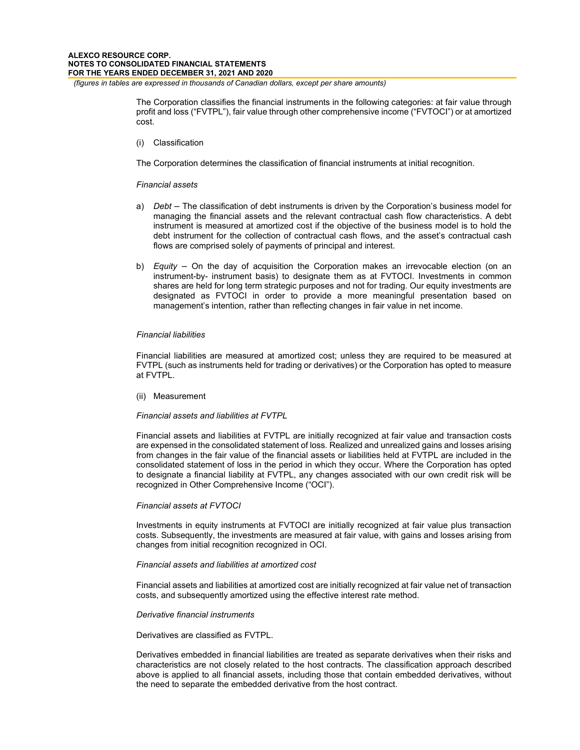The Corporation classifies the financial instruments in the following categories: at fair value through profit and loss ("FVTPL"), fair value through other comprehensive income ("FVTOCI") or at amortized cost.

(i) Classification

The Corporation determines the classification of financial instruments at initial recognition.

*Financial assets*

a) *Debt* – The classification of debt instruments is driven by the Corporation's business model for managing the financial assets and the relevant contractual cash flow characteristics. A debt instrument is measured at amortized cost if the objective of the business model is to hold the debt instrument for the collection of contractual cash flows, and the asset's contractual cash flows are comprised solely of payments of principal and interest.

b) *Equity* – On the day of acquisition the Corporation makes an irrevocable election (on an instrument-by- instrument basis) to designate them as at FVTOCI. Investments in common shares are held for long term strategic purposes and not for trading. Our equity investments are designated as FVTOCI in order to provide a more meaningful presentation based on management's intention, rather than reflecting changes in fair value in net income.

*Financial liabilities*

Financial liabilities are measured at amortized cost; unless they are required to be measured at FVTPL (such as instruments held for trading or derivatives) or the Corporation has opted to measure at FVTPL.

(ii) Measurement

*Financial assets and liabilities at FVTPL*

Financial assets and liabilities at FVTPL are initially recognized at fair value and transaction costs are expensed in the consolidated statement of loss. Realized and unrealized gains and losses arising from changes in the fair value of the financial assets or liabilities held at FVTPL are included in the consolidated statement of loss in the period in which they occur. Where the Corporation has opted to designate a financial liability at FVTPL, any changes associated with our own credit risk will be recognized in Other Comprehensive Income ("OCI").

*Financial assets at FVTOCI*

Investments in equity instruments at FVTOCI are initially recognized at fair value plus transaction costs. Subsequently, the investments are measured at fair value, with gains and losses arising from changes from initial recognition recognized in OCI.

*Financial assets and liabilities at amortized cost*

Financial assets and liabilities at amortized cost are initially recognized at fair value net of transaction costs, and subsequently amortized using the effective interest rate method.

*Derivative financial instruments*

Derivatives are classified as FVTPL.

Derivatives embedded in financial liabilities are treated as separate derivatives when their risks and characteristics are not closely related to the host contracts. The classification approach described above is applied to all financial assets, including those that contain embedded derivatives, without the need to separate the embedded derivative from the host contract.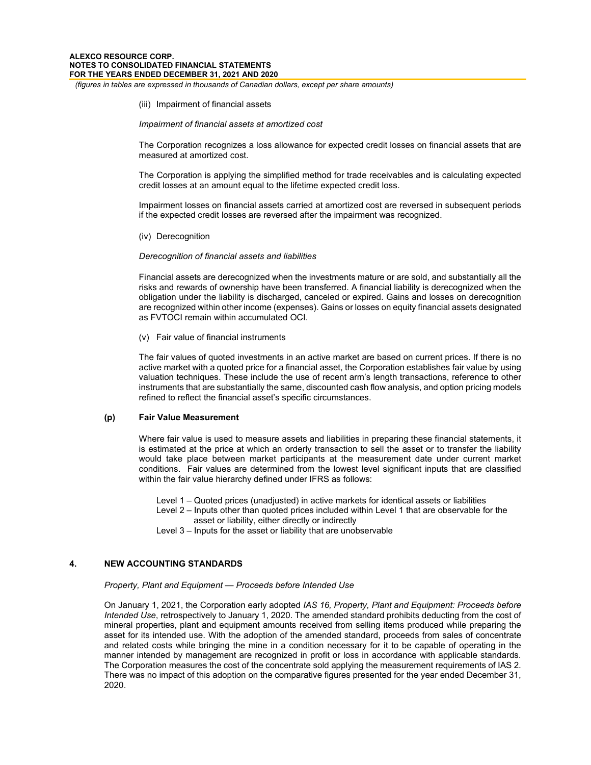(iii) Impairment of financial assets

*Impairment of financial assets at amortized cost*

The Corporation recognizes a loss allowance for expected credit losses on financial assets that are measured at amortized cost.

The Corporation is applying the simplified method for trade receivables and is calculating expected credit losses at an amount equal to the lifetime expected credit loss.

Impairment losses on financial assets carried at amortized cost are reversed in subsequent periods if the expected credit losses are reversed after the impairment was recognized.

(iv) Derecognition

*Derecognition of financial assets and liabilities*

Financial assets are derecognized when the investments mature or are sold, and substantially all the risks and rewards of ownership have been transferred. A financial liability is derecognized when the obligation under the liability is discharged, canceled or expired. Gains and losses on derecognition are recognized within other income (expenses). Gains or losses on equity financial assets designated as FVTOCI remain within accumulated OCI.

(v) Fair value of financial instruments

The fair values of quoted investments in an active market are based on current prices. If there is no active market with a quoted price for a financial asset, the Corporation establishes fair value by using valuation techniques. These include the use of recent arm's length transactions, reference to other instruments that are substantially the same, discounted cash flow analysis, and option pricing models refined to reflect the financial asset's specific circumstances.

**(p) Fair Value Measurement**

Where fair value is used to measure assets and liabilities in preparing these financial statements, it is estimated at the price at which an orderly transaction to sell the asset or to transfer the liability would take place between market participants at the measurement date under current market conditions. Fair values are determined from the lowest level significant inputs that are classified within the fair value hierarchy defined under IFRS as follows:

Level 1 – Quoted prices (unadjusted) in active markets for identical assets or liabilities
Level 2 – Inputs other than quoted prices included within Level 1 that are observable for the asset or liability, either directly or indirectly
Level 3 – Inputs for the asset or liability that are unobservable

## 4. NEW ACCOUNTING STANDARDS

*Property, Plant and Equipment — Proceeds before Intended Use*

On January 1, 2021, the Corporation early adopted *IAS 16, Property, Plant and Equipment: Proceeds before Intended Use*, retrospectively to January 1, 2020. The amended standard prohibits deducting from the cost of mineral properties, plant and equipment amounts received from selling items produced while preparing the asset for its intended use. With the adoption of the amended standard, proceeds from sales of concentrate and related costs while bringing the mine in a condition necessary for it to be capable of operating in the manner intended by management are recognized in profit or loss in accordance with applicable standards. The Corporation measures the cost of the concentrate sold applying the measurement requirements of IAS 2. There was no impact of this adoption on the comparative figures presented for the year ended December 31, 2020.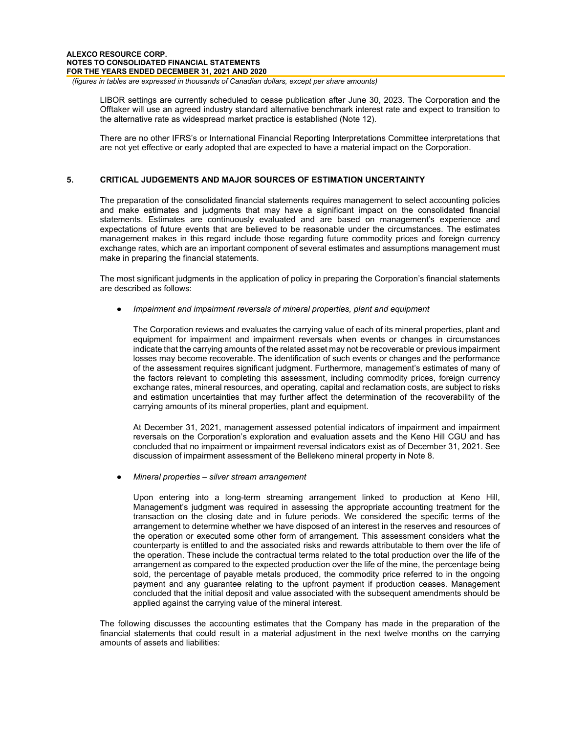LIBOR settings are currently scheduled to cease publication after June 30, 2023. The Corporation and the Offtaker will use an agreed industry standard alternative benchmark interest rate and expect to transition to the alternative rate as widespread market practice is established (Note 12).

There are no other IFRS's or International Financial Reporting Interpretations Committee interpretations that are not yet effective or early adopted that are expected to have a material impact on the Corporation.

## 5. CRITICAL JUDGEMENTS AND MAJOR SOURCES OF ESTIMATION UNCERTAINTY

The preparation of the consolidated financial statements requires management to select accounting policies and make estimates and judgments that may have a significant impact on the consolidated financial statements. Estimates are continuously evaluated and are based on management's experience and expectations of future events that are believed to be reasonable under the circumstances. The estimates management makes in this regard include those regarding future commodity prices and foreign currency exchange rates, which are an important component of several estimates and assumptions management must make in preparing the financial statements.

The most significant judgments in the application of policy in preparing the Corporation's financial statements are described as follows:

- *Impairment and impairment reversals of mineral properties, plant and equipment*

  The Corporation reviews and evaluates the carrying value of each of its mineral properties, plant and equipment for impairment and impairment reversals when events or changes in circumstances indicate that the carrying amounts of the related asset may not be recoverable or previous impairment losses may become recoverable. The identification of such events or changes and the performance of the assessment requires significant judgment. Furthermore, management's estimates of many of the factors relevant to completing this assessment, including commodity prices, foreign currency exchange rates, mineral resources, and operating, capital and reclamation costs, are subject to risks and estimation uncertainties that may further affect the determination of the recoverability of the carrying amounts of its mineral properties, plant and equipment.

  At December 31, 2021, management assessed potential indicators of impairment and impairment reversals on the Corporation's exploration and evaluation assets and the Keno Hill CGU and has concluded that no impairment or impairment reversal indicators exist as of December 31, 2021. See discussion of impairment assessment of the Bellekeno mineral property in Note 8.

- *Mineral properties – silver stream arrangement*

  Upon entering into a long-term streaming arrangement linked to production at Keno Hill, Management's judgment was required in assessing the appropriate accounting treatment for the transaction on the closing date and in future periods. We considered the specific terms of the arrangement to determine whether we have disposed of an interest in the reserves and resources of the operation or executed some other form of arrangement. This assessment considers what the counterparty is entitled to and the associated risks and rewards attributable to them over the life of the operation. These include the contractual terms related to the total production over the life of the arrangement as compared to the expected production over the life of the mine, the percentage being sold, the percentage of payable metals produced, the commodity price referred to in the ongoing payment and any guarantee relating to the upfront payment if production ceases. Management concluded that the initial deposit and value associated with the subsequent amendments should be applied against the carrying value of the mineral interest.

The following discusses the accounting estimates that the Company has made in the preparation of the financial statements that could result in a material adjustment in the next twelve months on the carrying amounts of assets and liabilities: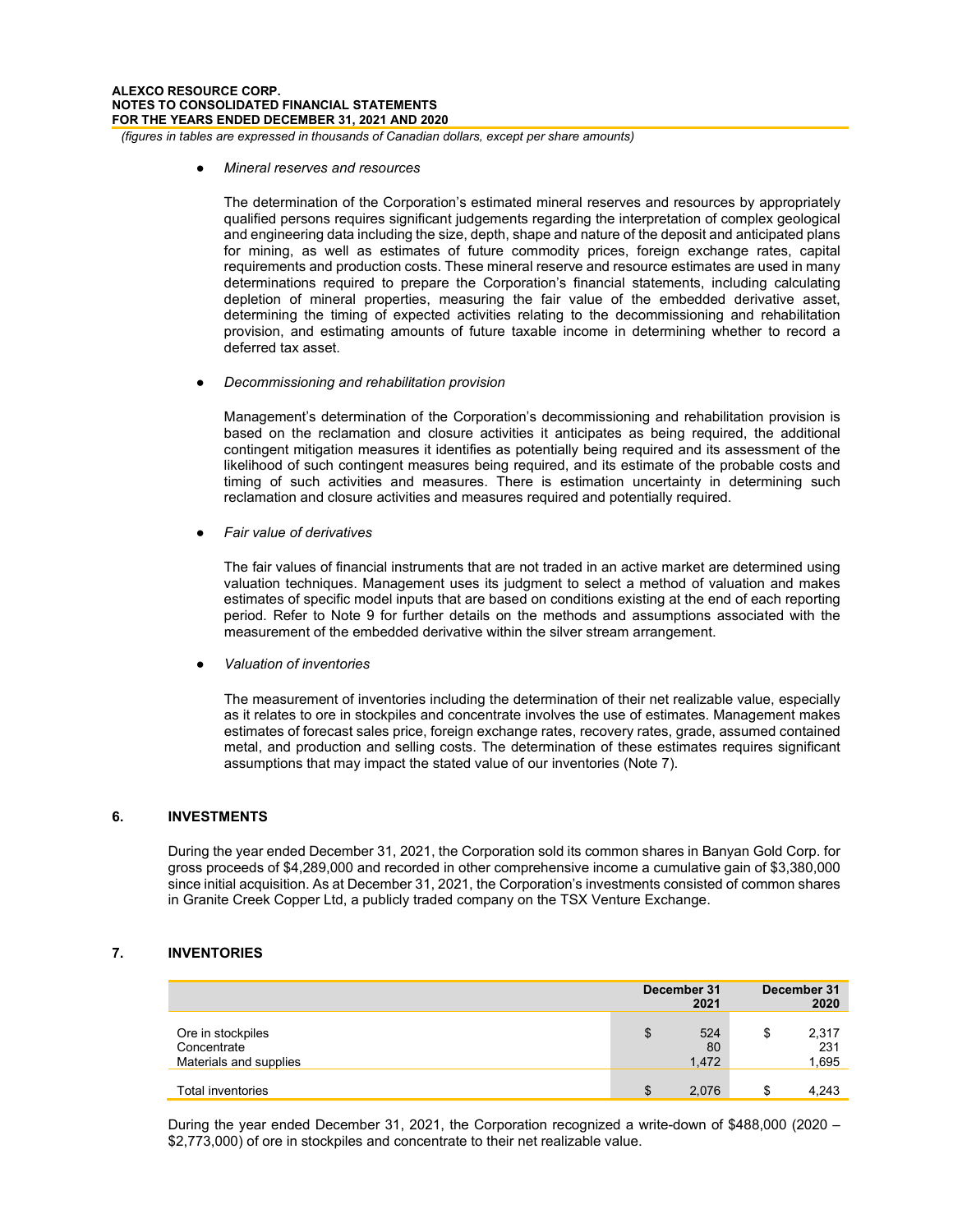- *Mineral reserves and resources*

  The determination of the Corporation's estimated mineral reserves and resources by appropriately qualified persons requires significant judgements regarding the interpretation of complex geological and engineering data including the size, depth, shape and nature of the deposit and anticipated plans for mining, as well as estimates of future commodity prices, foreign exchange rates, capital requirements and production costs. These mineral reserve and resource estimates are used in many determinations required to prepare the Corporation's financial statements, including calculating depletion of mineral properties, measuring the fair value of the embedded derivative asset, determining the timing of expected activities relating to the decommissioning and rehabilitation provision, and estimating amounts of future taxable income in determining whether to record a deferred tax asset.

- *Decommissioning and rehabilitation provision*

  Management's determination of the Corporation's decommissioning and rehabilitation provision is based on the reclamation and closure activities it anticipates as being required, the additional contingent mitigation measures it identifies as potentially being required and its assessment of the likelihood of such contingent measures being required, and its estimate of the probable costs and timing of such activities and measures. There is estimation uncertainty in determining such reclamation and closure activities and measures required and potentially required.

- *Fair value of derivatives*

  The fair values of financial instruments that are not traded in an active market are determined using valuation techniques. Management uses its judgment to select a method of valuation and makes estimates of specific model inputs that are based on conditions existing at the end of each reporting period. Refer to Note 9 for further details on the methods and assumptions associated with the measurement of the embedded derivative within the silver stream arrangement.

- *Valuation of inventories*

  The measurement of inventories including the determination of their net realizable value, especially as it relates to ore in stockpiles and concentrate involves the use of estimates. Management makes estimates of forecast sales price, foreign exchange rates, recovery rates, grade, assumed contained metal, and production and selling costs. The determination of these estimates requires significant assumptions that may impact the stated value of our inventories (Note 7).

## 6. INVESTMENTS

During the year ended December 31, 2021, the Corporation sold its common shares in Banyan Gold Corp. for gross proceeds of $4,289,000 and recorded in other comprehensive income a cumulative gain of $3,380,000 since initial acquisition. As at December 31, 2021, the Corporation's investments consisted of common shares in Granite Creek Copper Ltd, a publicly traded company on the TSX Venture Exchange.

## 7. INVENTORIES

| | December 31 2021 | December 31 2020 |
|---|---|---|
| Ore in stockpiles | $ 524 | $ 2,317 |
| Concentrate | 80 | 231 |
| Materials and supplies | 1,472 | 1,695 |
| Total inventories | $ 2,076 | $ 4,243 |

During the year ended December 31, 2021, the Corporation recognized a write-down of $488,000 (2020 – $2,773,000) of ore in stockpiles and concentrate to their net realizable value.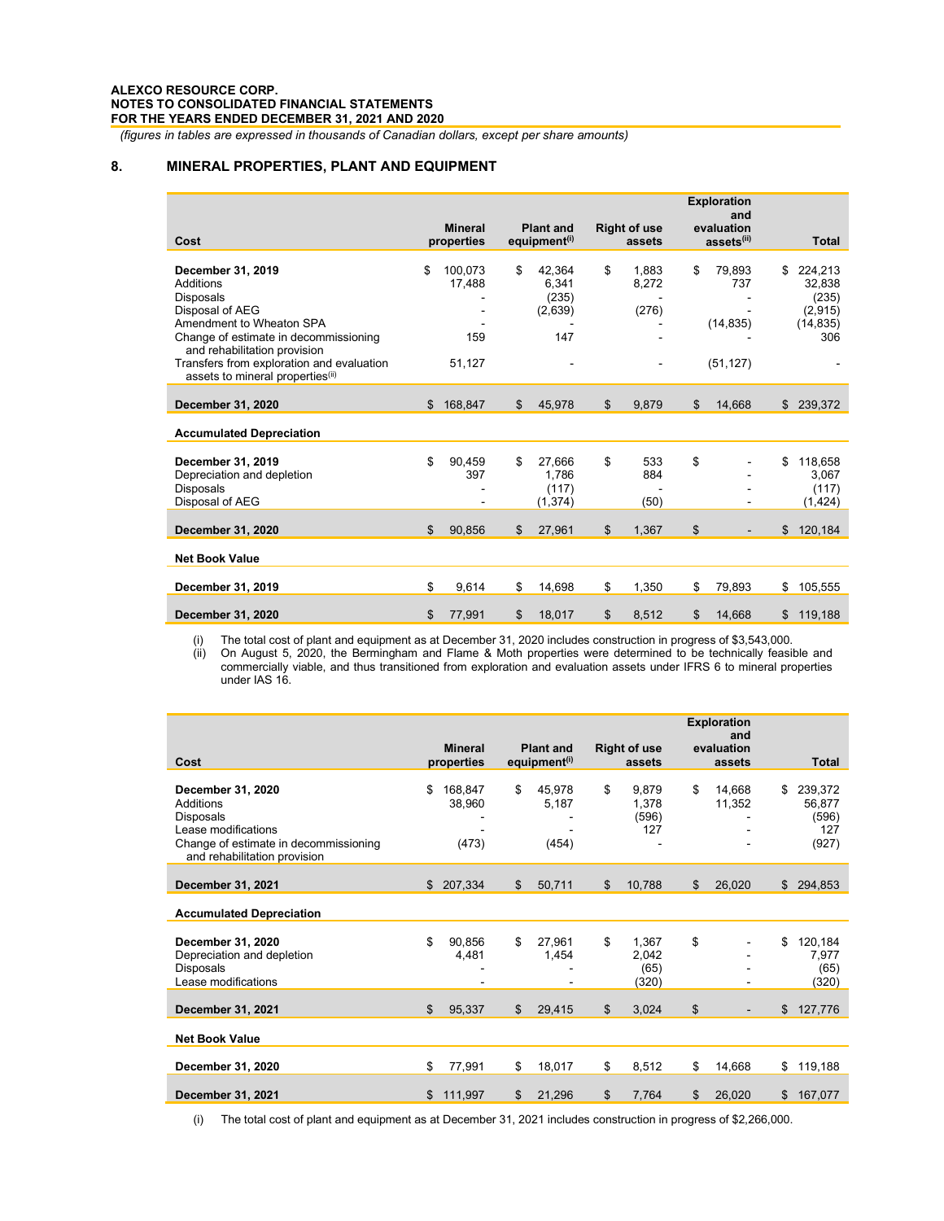*(figures in tables are expressed in thousands of Canadian dollars, except per share amounts)*

## 8. MINERAL PROPERTIES, PLANT AND EQUIPMENT

| Cost | Mineral properties | Plant and equipment[(i)] | Right of use assets | Exploration and evaluation assets[(ii)] | Total |
|---|---|---|---|---|---|
| **December 31, 2019** | $ 100,073 | $ 42,364 | $ 1,883 | $ 79,893 | $ 224,213 |
| Additions | 17,488 | 6,341 | 8,272 | 737 | 32,838 |
| Disposals | - | (235) | - | - | (235) |
| Disposal of AEG | - | (2,639) | (276) | - | (2,915) |
| Amendment to Wheaton SPA | - | - | - | (14,835) | (14,835) |
| Change of estimate in decommissioning and rehabilitation provision | 159 | 147 | - | - | 306 |
| Transfers from exploration and evaluation assets to mineral properties[(ii)] | 51,127 | - | - | (51,127) | - |
| **December 31, 2020** | $ 168,847 | $ 45,978 | $ 9,879 | $ 14,668 | $ 239,372 |
| **Accumulated Depreciation** | | | | | |
| **December 31, 2019** | $ 90,459 | $ 27,666 | $ 533 | $ - | $ 118,658 |
| Depreciation and depletion | 397 | 1,786 | 884 | - | 3,067 |
| Disposals | - | (117) | - | - | (117) |
| Disposal of AEG | - | (1,374) | (50) | - | (1,424) |
| **December 31, 2020** | $ 90,856 | $ 27,961 | $ 1,367 | $ - | $ 120,184 |
| **Net Book Value** | | | | | |
| **December 31, 2019** | $ 9,614 | $ 14,698 | $ 1,350 | $ 79,893 | $ 105,555 |
| **December 31, 2020** | $ 77,991 | $ 18,017 | $ 8,512 | $ 14,668 | $ 119,188 |

(i) The total cost of plant and equipment as at December 31, 2020 includes construction in progress of $3,543,000.
(ii) On August 5, 2020, the Bermingham and Flame & Moth properties were determined to be technically feasible and commercially viable, and thus transitioned from exploration and evaluation assets under IFRS 6 to mineral properties under IAS 16.

| Cost | Mineral properties | Plant and equipment[(i)] | Right of use assets | Exploration and evaluation assets | Total |
|---|---|---|---|---|---|
| **December 31, 2020** | $ 168,847 | $ 45,978 | $ 9,879 | $ 14,668 | $ 239,372 |
| Additions | 38,960 | 5,187 | 1,378 | 11,352 | 56,877 |
| Disposals | - | - | (596) | - | (596) |
| Lease modifications | - | - | 127 | - | 127 |
| Change of estimate in decommissioning and rehabilitation provision | (473) | (454) | - | - | (927) |
| **December 31, 2021** | $ 207,334 | $ 50,711 | $ 10,788 | $ 26,020 | $ 294,853 |
| **Accumulated Depreciation** | | | | | |
| **December 31, 2020** | $ 90,856 | $ 27,961 | $ 1,367 | $ - | $ 120,184 |
| Depreciation and depletion | 4,481 | 1,454 | 2,042 | - | 7,977 |
| Disposals | - | - | (65) | - | (65) |
| Lease modifications | - | - | (320) | - | (320) |
| **December 31, 2021** | $ 95,337 | $ 29,415 | $ 3,024 | $ - | $ 127,776 |
| **Net Book Value** | | | | | |
| **December 31, 2020** | $ 77,991 | $ 18,017 | $ 8,512 | $ 14,668 | $ 119,188 |
| **December 31, 2021** | $ 111,997 | $ 21,296 | $ 7,764 | $ 26,020 | $ 167,077 |

(i) The total cost of plant and equipment as at December 31, 2021 includes construction in progress of $2,266,000.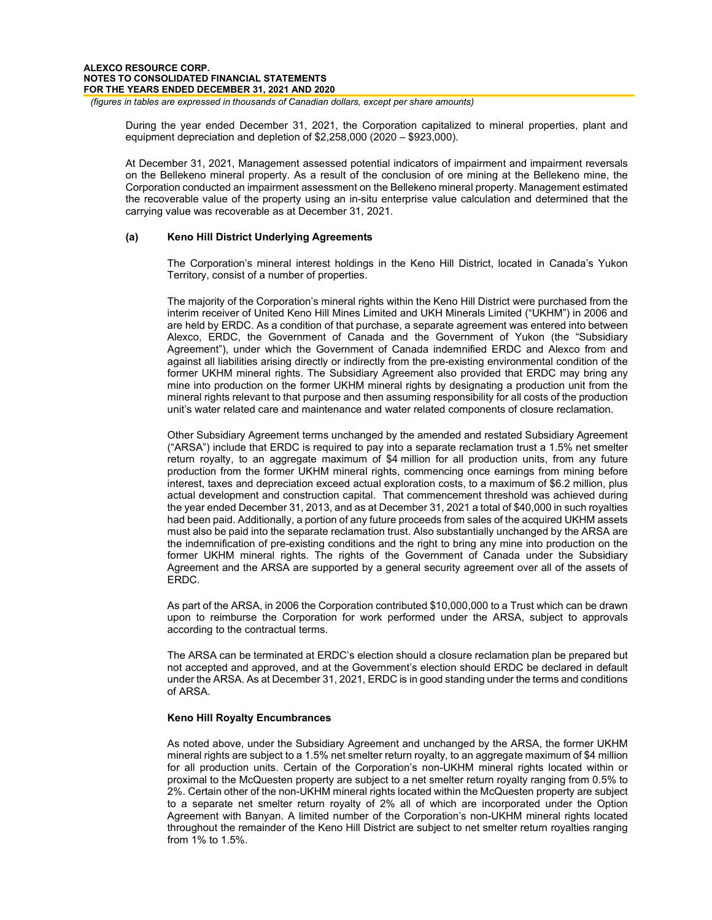During the year ended December 31, 2021, the Corporation capitalized to mineral properties, plant and equipment depreciation and depletion of $2,258,000 (2020 – $923,000).

At December 31, 2021, Management assessed potential indicators of impairment and impairment reversals on the Bellekeno mineral property. As a result of the conclusion of ore mining at the Bellekeno mine, the Corporation conducted an impairment assessment on the Bellekeno mineral property. Management estimated the recoverable value of the property using an in-situ enterprise value calculation and determined that the carrying value was recoverable as at December 31, 2021.

**(a) Keno Hill District Underlying Agreements**

The Corporation's mineral interest holdings in the Keno Hill District, located in Canada's Yukon Territory, consist of a number of properties.

The majority of the Corporation's mineral rights within the Keno Hill District were purchased from the interim receiver of United Keno Hill Mines Limited and UKH Minerals Limited ("UKHM") in 2006 and are held by ERDC. As a condition of that purchase, a separate agreement was entered into between Alexco, ERDC, the Government of Canada and the Government of Yukon (the "Subsidiary Agreement"), under which the Government of Canada indemnified ERDC and Alexco from and against all liabilities arising directly or indirectly from the pre-existing environmental condition of the former UKHM mineral rights. The Subsidiary Agreement also provided that ERDC may bring any mine into production on the former UKHM mineral rights by designating a production unit from the mineral rights relevant to that purpose and then assuming responsibility for all costs of the production unit's water related care and maintenance and water related components of closure reclamation.

Other Subsidiary Agreement terms unchanged by the amended and restated Subsidiary Agreement ("ARSA") include that ERDC is required to pay into a separate reclamation trust a 1.5% net smelter return royalty, to an aggregate maximum of $4 million for all production units, from any future production from the former UKHM mineral rights, commencing once earnings from mining before interest, taxes and depreciation exceed actual exploration costs, to a maximum of $6.2 million, plus actual development and construction capital. That commencement threshold was achieved during the year ended December 31, 2013, and as at December 31, 2021 a total of $40,000 in such royalties had been paid. Additionally, a portion of any future proceeds from sales of the acquired UKHM assets must also be paid into the separate reclamation trust. Also substantially unchanged by the ARSA are the indemnification of pre-existing conditions and the right to bring any mine into production on the former UKHM mineral rights. The rights of the Government of Canada under the Subsidiary Agreement and the ARSA are supported by a general security agreement over all of the assets of ERDC.

As part of the ARSA, in 2006 the Corporation contributed $10,000,000 to a Trust which can be drawn upon to reimburse the Corporation for work performed under the ARSA, subject to approvals according to the contractual terms.

The ARSA can be terminated at ERDC's election should a closure reclamation plan be prepared but not accepted and approved, and at the Government's election should ERDC be declared in default under the ARSA. As at December 31, 2021, ERDC is in good standing under the terms and conditions of ARSA.

**Keno Hill Royalty Encumbrances**

As noted above, under the Subsidiary Agreement and unchanged by the ARSA, the former UKHM mineral rights are subject to a 1.5% net smelter return royalty, to an aggregate maximum of $4 million for all production units. Certain of the Corporation's non-UKHM mineral rights located within or proximal to the McQuesten property are subject to a net smelter return royalty ranging from 0.5% to 2%. Certain other of the non-UKHM mineral rights located within the McQuesten property are subject to a separate net smelter return royalty of 2% all of which are incorporated under the Option Agreement with Banyan. A limited number of the Corporation's non-UKHM mineral rights located throughout the remainder of the Keno Hill District are subject to net smelter return royalties ranging from 1% to 1.5%.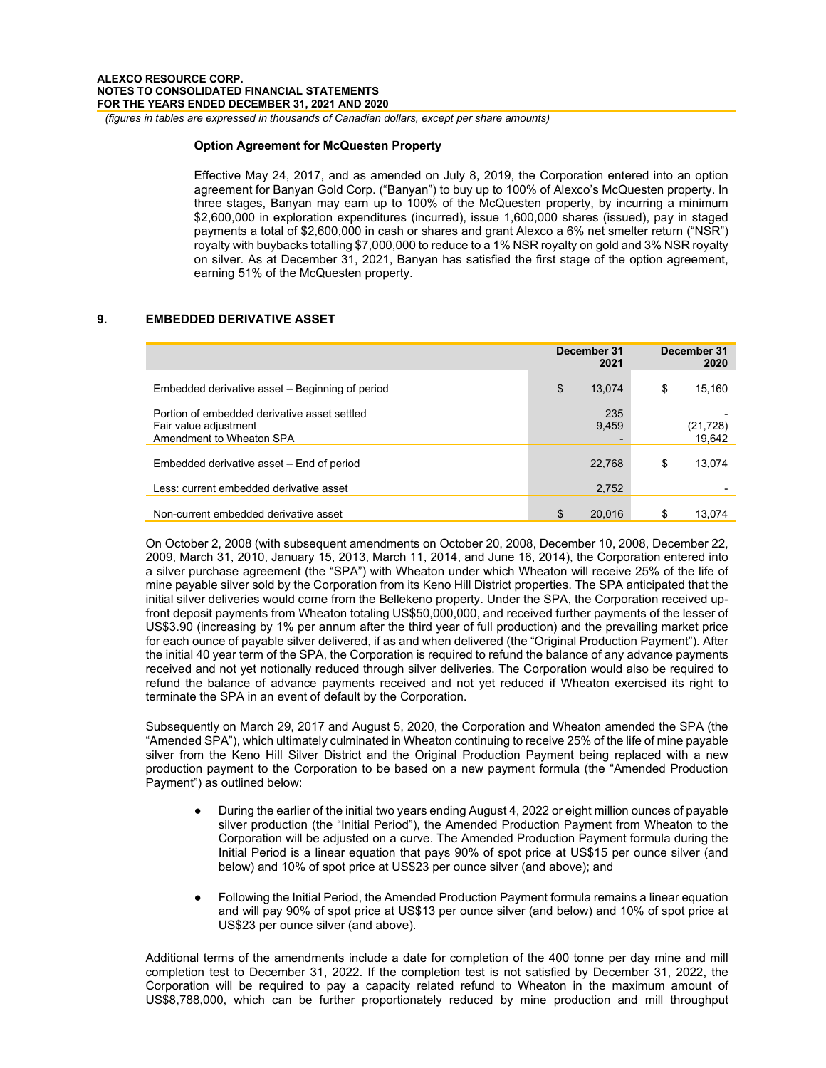**Option Agreement for McQuesten Property**

Effective May 24, 2017, and as amended on July 8, 2019, the Corporation entered into an option agreement for Banyan Gold Corp. ("Banyan") to buy up to 100% of Alexco's McQuesten property. In three stages, Banyan may earn up to 100% of the McQuesten property, by incurring a minimum $2,600,000 in exploration expenditures (incurred), issue 1,600,000 shares (issued), pay in staged payments a total of $2,600,000 in cash or shares and grant Alexco a 6% net smelter return ("NSR") royalty with buybacks totalling $7,000,000 to reduce to a 1% NSR royalty on gold and 3% NSR royalty on silver. As at December 31, 2021, Banyan has satisfied the first stage of the option agreement, earning 51% of the McQuesten property.

## 9. EMBEDDED DERIVATIVE ASSET

| | December 31 2021 | December 31 2020 |
|---|---|---|
| Embedded derivative asset – Beginning of period | $ 13,074 | $ 15,160 |
| Portion of embedded derivative asset settled | 235 | - |
| Fair value adjustment | 9,459 | (21,728) |
| Amendment to Wheaton SPA | - | 19,642 |
| Embedded derivative asset – End of period | 22,768 | $ 13,074 |
| Less: current embedded derivative asset | 2,752 | - |
| Non-current embedded derivative asset | $ 20,016 | $ 13,074 |

On October 2, 2008 (with subsequent amendments on October 20, 2008, December 10, 2008, December 22, 2009, March 31, 2010, January 15, 2013, March 11, 2014, and June 16, 2014), the Corporation entered into a silver purchase agreement (the "SPA") with Wheaton under which Wheaton will receive 25% of the life of mine payable silver sold by the Corporation from its Keno Hill District properties. The SPA anticipated that the initial silver deliveries would come from the Bellekeno property. Under the SPA, the Corporation received up-front deposit payments from Wheaton totaling US$50,000,000, and received further payments of the lesser of US$3.90 (increasing by 1% per annum after the third year of full production) and the prevailing market price for each ounce of payable silver delivered, if as and when delivered (the "Original Production Payment"). After the initial 40 year term of the SPA, the Corporation is required to refund the balance of any advance payments received and not yet notionally reduced through silver deliveries. The Corporation would also be required to refund the balance of advance payments received and not yet reduced if Wheaton exercised its right to terminate the SPA in an event of default by the Corporation.

Subsequently on March 29, 2017 and August 5, 2020, the Corporation and Wheaton amended the SPA (the "Amended SPA"), which ultimately culminated in Wheaton continuing to receive 25% of the life of mine payable silver from the Keno Hill Silver District and the Original Production Payment being replaced with a new production payment to the Corporation to be based on a new payment formula (the "Amended Production Payment") as outlined below:

- During the earlier of the initial two years ending August 4, 2022 or eight million ounces of payable silver production (the "Initial Period"), the Amended Production Payment from Wheaton to the Corporation will be adjusted on a curve. The Amended Production Payment formula during the Initial Period is a linear equation that pays 90% of spot price at US$15 per ounce silver (and below) and 10% of spot price at US$23 per ounce silver (and above); and

- Following the Initial Period, the Amended Production Payment formula remains a linear equation and will pay 90% of spot price at US$13 per ounce silver (and below) and 10% of spot price at US$23 per ounce silver (and above).

Additional terms of the amendments include a date for completion of the 400 tonne per day mine and mill completion test to December 31, 2022. If the completion test is not satisfied by December 31, 2022, the Corporation will be required to pay a capacity related refund to Wheaton in the maximum amount of US$8,788,000, which can be further proportionately reduced by mine production and mill throughput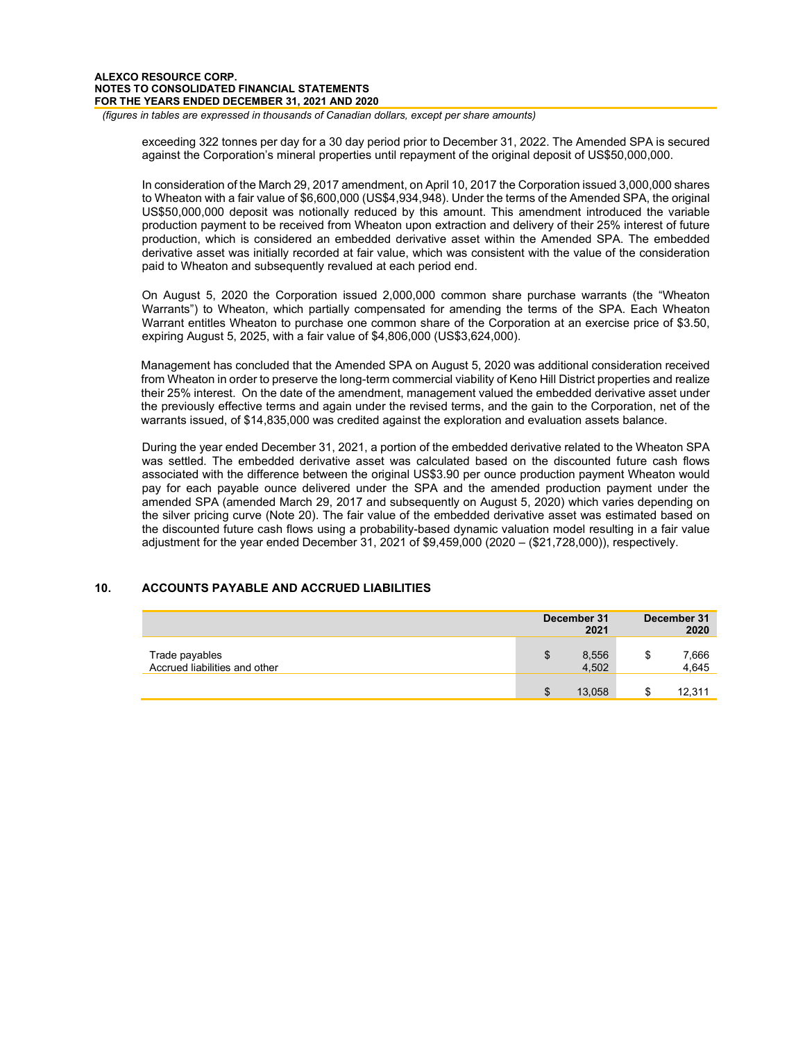exceeding 322 tonnes per day for a 30 day period prior to December 31, 2022. The Amended SPA is secured against the Corporation's mineral properties until repayment of the original deposit of US$50,000,000.

In consideration of the March 29, 2017 amendment, on April 10, 2017 the Corporation issued 3,000,000 shares to Wheaton with a fair value of $6,600,000 (US$4,934,948). Under the terms of the Amended SPA, the original US$50,000,000 deposit was notionally reduced by this amount. This amendment introduced the variable production payment to be received from Wheaton upon extraction and delivery of their 25% interest of future production, which is considered an embedded derivative asset within the Amended SPA. The embedded derivative asset was initially recorded at fair value, which was consistent with the value of the consideration paid to Wheaton and subsequently revalued at each period end.

On August 5, 2020 the Corporation issued 2,000,000 common share purchase warrants (the "Wheaton Warrants") to Wheaton, which partially compensated for amending the terms of the SPA. Each Wheaton Warrant entitles Wheaton to purchase one common share of the Corporation at an exercise price of $3.50, expiring August 5, 2025, with a fair value of $4,806,000 (US$3,624,000).

Management has concluded that the Amended SPA on August 5, 2020 was additional consideration received from Wheaton in order to preserve the long-term commercial viability of Keno Hill District properties and realize their 25% interest. On the date of the amendment, management valued the embedded derivative asset under the previously effective terms and again under the revised terms, and the gain to the Corporation, net of the warrants issued, of $14,835,000 was credited against the exploration and evaluation assets balance.

During the year ended December 31, 2021, a portion of the embedded derivative related to the Wheaton SPA was settled. The embedded derivative asset was calculated based on the discounted future cash flows associated with the difference between the original US$3.90 per ounce production payment Wheaton would pay for each payable ounce delivered under the SPA and the amended production payment under the amended SPA (amended March 29, 2017 and subsequently on August 5, 2020) which varies depending on the silver pricing curve (Note 20). The fair value of the embedded derivative asset was estimated based on the discounted future cash flows using a probability-based dynamic valuation model resulting in a fair value adjustment for the year ended December 31, 2021 of $9,459,000 (2020 – ($21,728,000)), respectively.

## 10. ACCOUNTS PAYABLE AND ACCRUED LIABILITIES

| | December 31 2021 | December 31 2020 |
|---|---|---|
| Trade payables | $ 8,556 | $ 7,666 |
| Accrued liabilities and other | 4,502 | 4,645 |
| | $ 13,058 | $ 12,311 |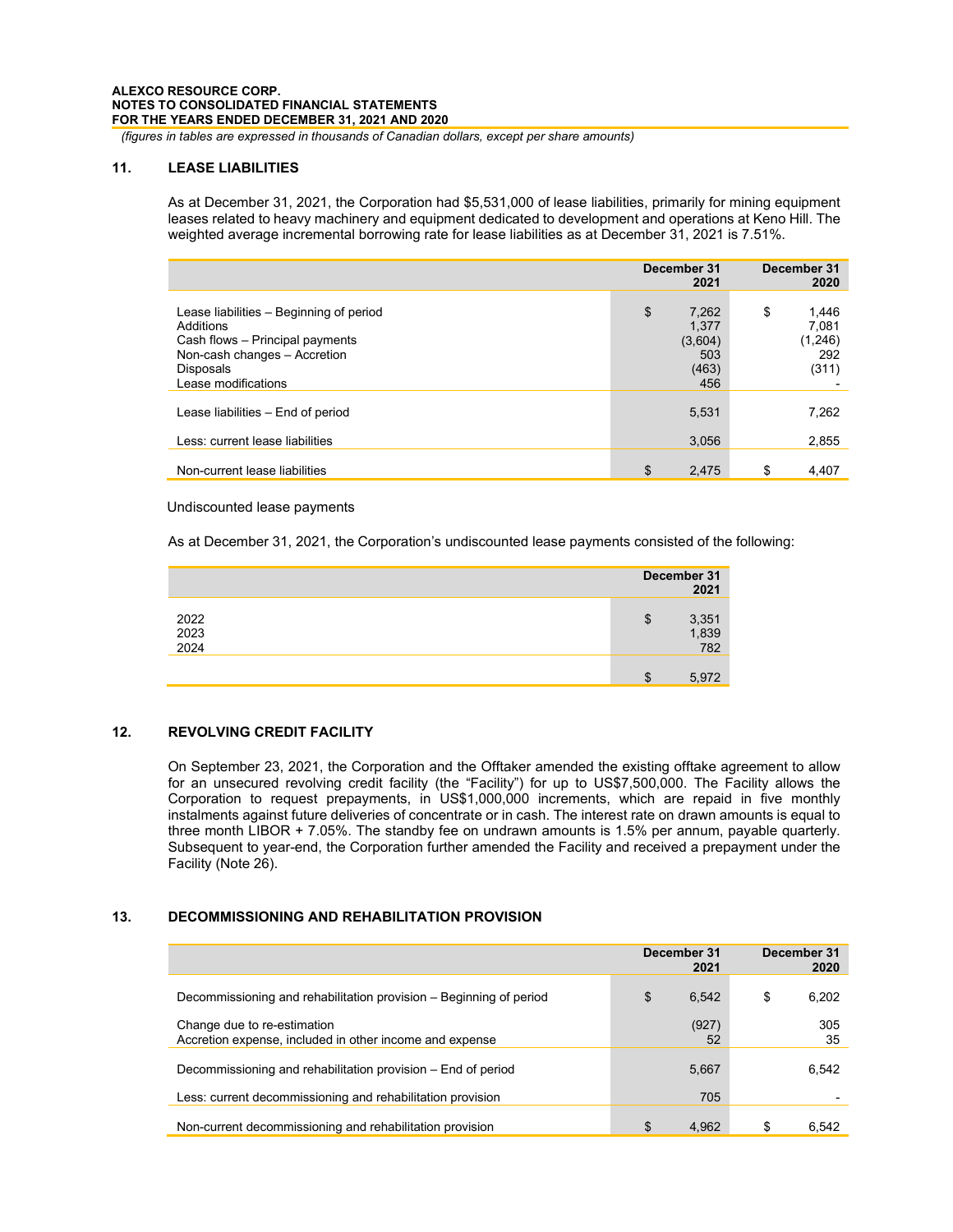*(figures in tables are expressed in thousands of Canadian dollars, except per share amounts)*

## 11. LEASE LIABILITIES

As at December 31, 2021, the Corporation had $5,531,000 of lease liabilities, primarily for mining equipment leases related to heavy machinery and equipment dedicated to development and operations at Keno Hill. The weighted average incremental borrowing rate for lease liabilities as at December 31, 2021 is 7.51%.

| | December 31 2021 | December 31 2020 |
|---|---|---|
| Lease liabilities – Beginning of period | $ 7,262 | $ 1,446 |
| Additions | 1,377 | 7,081 |
| Cash flows – Principal payments | (3,604) | (1,246) |
| Non-cash changes – Accretion | 503 | 292 |
| Disposals | (463) | (311) |
| Lease modifications | 456 | - |
| Lease liabilities – End of period | 5,531 | 7,262 |
| Less: current lease liabilities | 3,056 | 2,855 |
| Non-current lease liabilities | $ 2,475 | $ 4,407 |

Undiscounted lease payments

As at December 31, 2021, the Corporation's undiscounted lease payments consisted of the following:

| | December 31 2021 |
|---|---|
| 2022 | $ 3,351 |
| 2023 | 1,839 |
| 2024 | 782 |
| | $ 5,972 |

## 12. REVOLVING CREDIT FACILITY

On September 23, 2021, the Corporation and the Offtaker amended the existing offtake agreement to allow for an unsecured revolving credit facility (the "Facility") for up to US$7,500,000. The Facility allows the Corporation to request prepayments, in US$1,000,000 increments, which are repaid in five monthly instalments against future deliveries of concentrate or in cash. The interest rate on drawn amounts is equal to three month LIBOR + 7.05%. The standby fee on undrawn amounts is 1.5% per annum, payable quarterly. Subsequent to year-end, the Corporation further amended the Facility and received a prepayment under the Facility (Note 26).

## 13. DECOMMISSIONING AND REHABILITATION PROVISION

| | December 31 2021 | December 31 2020 |
|---|---|---|
| Decommissioning and rehabilitation provision – Beginning of period | $ 6,542 | $ 6,202 |
| Change due to re-estimation | (927) | 305 |
| Accretion expense, included in other income and expense | 52 | 35 |
| Decommissioning and rehabilitation provision – End of period | 5,667 | 6,542 |
| Less: current decommissioning and rehabilitation provision | 705 | - |
| Non-current decommissioning and rehabilitation provision | $ 4,962 | $ 6,542 |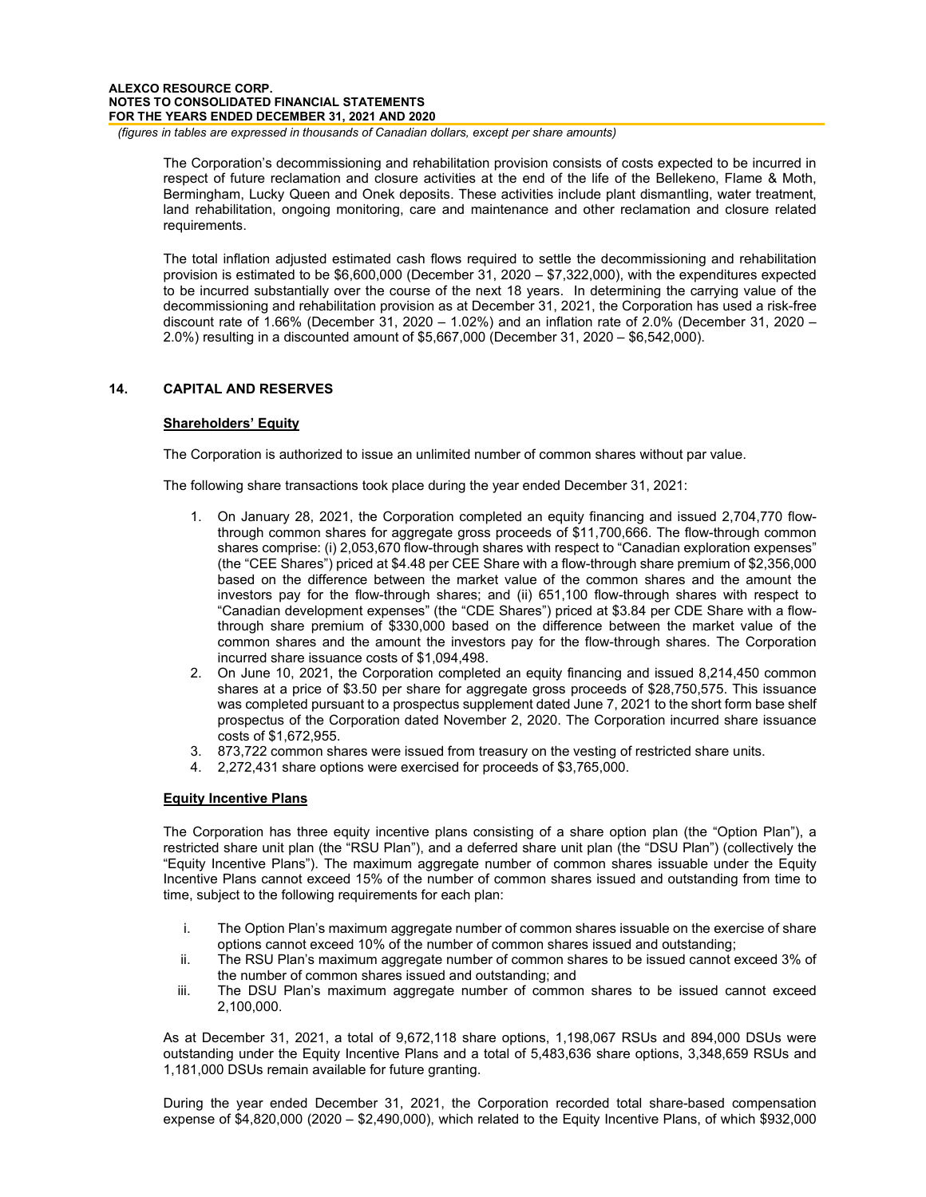The Corporation's decommissioning and rehabilitation provision consists of costs expected to be incurred in respect of future reclamation and closure activities at the end of the life of the Bellekeno, Flame & Moth, Bermingham, Lucky Queen and Onek deposits. These activities include plant dismantling, water treatment, land rehabilitation, ongoing monitoring, care and maintenance and other reclamation and closure related requirements.

The total inflation adjusted estimated cash flows required to settle the decommissioning and rehabilitation provision is estimated to be $6,600,000 (December 31, 2020 – $7,322,000), with the expenditures expected to be incurred substantially over the course of the next 18 years. In determining the carrying value of the decommissioning and rehabilitation provision as at December 31, 2021, the Corporation has used a risk-free discount rate of 1.66% (December 31, 2020 – 1.02%) and an inflation rate of 2.0% (December 31, 2020 – 2.0%) resulting in a discounted amount of $5,667,000 (December 31, 2020 – $6,542,000).

## 14. CAPITAL AND RESERVES

### Shareholders' Equity

The Corporation is authorized to issue an unlimited number of common shares without par value.

The following share transactions took place during the year ended December 31, 2021:

1. On January 28, 2021, the Corporation completed an equity financing and issued 2,704,770 flow-through common shares for aggregate gross proceeds of $11,700,666. The flow-through common shares comprise: (i) 2,053,670 flow-through shares with respect to "Canadian exploration expenses" (the "CEE Shares") priced at $4.48 per CEE Share with a flow-through share premium of $2,356,000 based on the difference between the market value of the common shares and the amount the investors pay for the flow-through shares; and (ii) 651,100 flow-through shares with respect to "Canadian development expenses" (the "CDE Shares") priced at $3.84 per CDE Share with a flow-through share premium of $330,000 based on the difference between the market value of the common shares and the amount the investors pay for the flow-through shares. The Corporation incurred share issuance costs of $1,094,498.
2. On June 10, 2021, the Corporation completed an equity financing and issued 8,214,450 common shares at a price of $3.50 per share for aggregate gross proceeds of $28,750,575. This issuance was completed pursuant to a prospectus supplement dated June 7, 2021 to the short form base shelf prospectus of the Corporation dated November 2, 2020. The Corporation incurred share issuance costs of $1,672,955.
3. 873,722 common shares were issued from treasury on the vesting of restricted share units.
4. 2,272,431 share options were exercised for proceeds of $3,765,000.

### Equity Incentive Plans

The Corporation has three equity incentive plans consisting of a share option plan (the "Option Plan"), a restricted share unit plan (the "RSU Plan"), and a deferred share unit plan (the "DSU Plan") (collectively the "Equity Incentive Plans"). The maximum aggregate number of common shares issuable under the Equity Incentive Plans cannot exceed 15% of the number of common shares issued and outstanding from time to time, subject to the following requirements for each plan:

i. The Option Plan's maximum aggregate number of common shares issuable on the exercise of share options cannot exceed 10% of the number of common shares issued and outstanding;
ii. The RSU Plan's maximum aggregate number of common shares to be issued cannot exceed 3% of the number of common shares issued and outstanding; and
iii. The DSU Plan's maximum aggregate number of common shares to be issued cannot exceed 2,100,000.

As at December 31, 2021, a total of 9,672,118 share options, 1,198,067 RSUs and 894,000 DSUs were outstanding under the Equity Incentive Plans and a total of 5,483,636 share options, 3,348,659 RSUs and 1,181,000 DSUs remain available for future granting.

During the year ended December 31, 2021, the Corporation recorded total share-based compensation expense of $4,820,000 (2020 – $2,490,000), which related to the Equity Incentive Plans, of which $932,000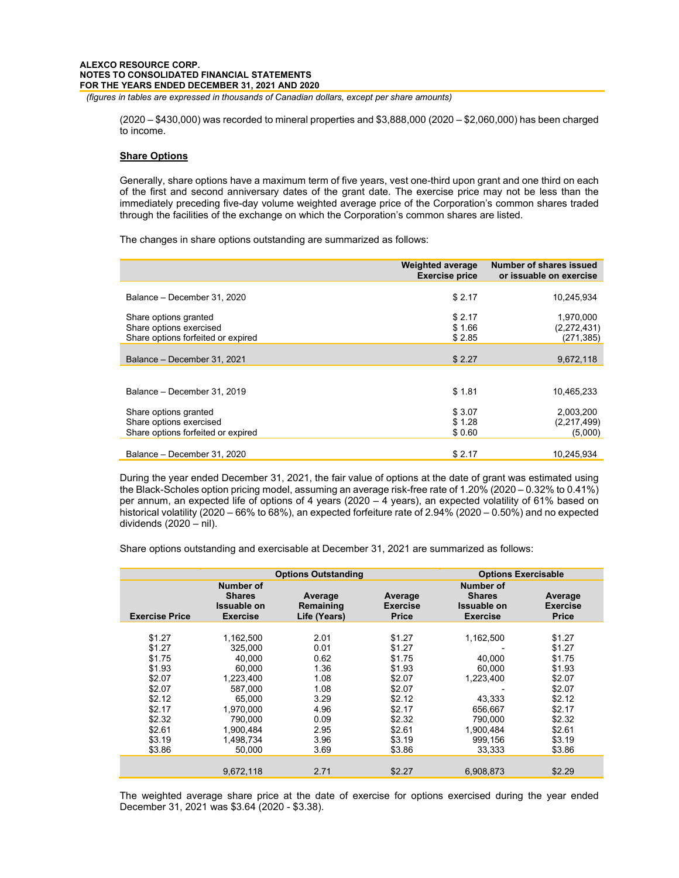*(figures in tables are expressed in thousands of Canadian dollars, except per share amounts)*

(2020 – $430,000) was recorded to mineral properties and $3,888,000 (2020 – $2,060,000) has been charged to income.

**Share Options**

Generally, share options have a maximum term of five years, vest one-third upon grant and one third on each of the first and second anniversary dates of the grant date. The exercise price may not be less than the immediately preceding five-day volume weighted average price of the Corporation's common shares traded through the facilities of the exchange on which the Corporation's common shares are listed.

The changes in share options outstanding are summarized as follows:

| | Weighted average Exercise price | Number of shares issued or issuable on exercise |
|---|---|---|
| Balance – December 31, 2020 | $ 2.17 | 10,245,934 |
| Share options granted | $ 2.17 | 1,970,000 |
| Share options exercised | $ 1.66 | (2,272,431) |
| Share options forfeited or expired | $ 2.85 | (271,385) |
| Balance – December 31, 2021 | $ 2.27 | 9,672,118 |
| | | |
| Balance – December 31, 2019 | $ 1.81 | 10,465,233 |
| Share options granted | $ 3.07 | 2,003,200 |
| Share options exercised | $ 1.28 | (2,217,499) |
| Share options forfeited or expired | $ 0.60 | (5,000) |
| Balance – December 31, 2020 | $ 2.17 | 10,245,934 |

During the year ended December 31, 2021, the fair value of options at the date of grant was estimated using the Black-Scholes option pricing model, assuming an average risk-free rate of 1.20% (2020 – 0.32% to 0.41%) per annum, an expected life of options of 4 years (2020 – 4 years), an expected volatility of 61% based on historical volatility (2020 – 66% to 68%), an expected forfeiture rate of 2.94% (2020 – 0.50%) and no expected dividends (2020 – nil).

Share options outstanding and exercisable at December 31, 2021 are summarized as follows:

| | Options Outstanding | | | Options Exercisable | |
|---|---|---|---|---|---|
| Exercise Price | Number of Shares Issuable on Exercise | Average Remaining Life (Years) | Average Exercise Price | Number of Shares Issuable on Exercise | Average Exercise Price |
| $1.27 | 1,162,500 | 2.01 | $1.27 | 1,162,500 | $1.27 |
| $1.27 | 325,000 | 0.01 | $1.27 | - | $1.27 |
| $1.75 | 40,000 | 0.62 | $1.75 | 40,000 | $1.75 |
| $1.93 | 60,000 | 1.36 | $1.93 | 60,000 | $1.93 |
| $2.07 | 1,223,400 | 1.08 | $2.07 | 1,223,400 | $2.07 |
| $2.07 | 587,000 | 1.08 | $2.07 | - | $2.07 |
| $2.12 | 65,000 | 3.29 | $2.12 | 43,333 | $2.12 |
| $2.17 | 1,970,000 | 4.96 | $2.17 | 656,667 | $2.17 |
| $2.32 | 790,000 | 0.09 | $2.32 | 790,000 | $2.32 |
| $2.61 | 1,900,484 | 2.95 | $2.61 | 1,900,484 | $2.61 |
| $3.19 | 1,498,734 | 3.96 | $3.19 | 999,156 | $3.19 |
| $3.86 | 50,000 | 3.69 | $3.86 | 33,333 | $3.86 |
| | 9,672,118 | 2.71 | $2.27 | 6,908,873 | $2.29 |

The weighted average share price at the date of exercise for options exercised during the year ended December 31, 2021 was $3.64 (2020 - $3.38).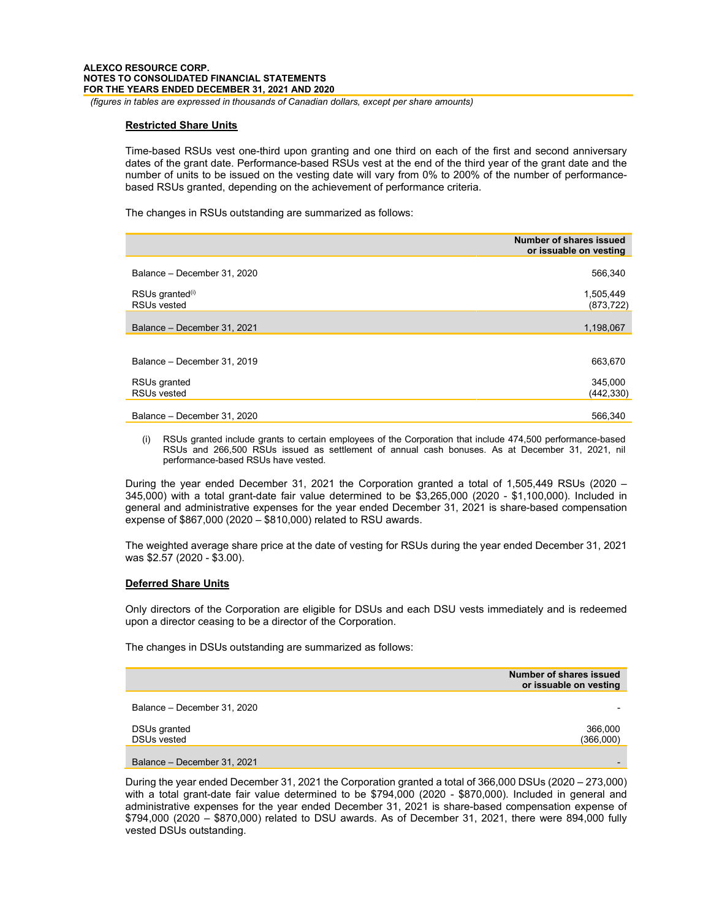#### Restricted Share Units

Time-based RSUs vest one-third upon granting and one third on each of the first and second anniversary dates of the grant date. Performance-based RSUs vest at the end of the third year of the grant date and the number of units to be issued on the vesting date will vary from 0% to 200% of the number of performance-based RSUs granted, depending on the achievement of performance criteria.

The changes in RSUs outstanding are summarized as follows:

| | Number of shares issued or issuable on vesting |
|---|---|
| Balance – December 31, 2020 | 566,340 |
| RSUs granted[(i)] | 1,505,449 |
| RSUs vested | (873,722) |
| Balance – December 31, 2021 | 1,198,067 |
| | |
| Balance – December 31, 2019 | 663,670 |
| RSUs granted | 345,000 |
| RSUs vested | (442,330) |
| Balance – December 31, 2020 | 566,340 |

(i) RSUs granted include grants to certain employees of the Corporation that include 474,500 performance-based RSUs and 266,500 RSUs issued as settlement of annual cash bonuses. As at December 31, 2021, nil performance-based RSUs have vested.

During the year ended December 31, 2021 the Corporation granted a total of 1,505,449 RSUs (2020 – 345,000) with a total grant-date fair value determined to be $3,265,000 (2020 - $1,100,000). Included in general and administrative expenses for the year ended December 31, 2021 is share-based compensation expense of $867,000 (2020 – $810,000) related to RSU awards.

The weighted average share price at the date of vesting for RSUs during the year ended December 31, 2021 was $2.57 (2020 - $3.00).

#### Deferred Share Units

Only directors of the Corporation are eligible for DSUs and each DSU vests immediately and is redeemed upon a director ceasing to be a director of the Corporation.

The changes in DSUs outstanding are summarized as follows:

| | Number of shares issued or issuable on vesting |
|---|---|
| Balance – December 31, 2020 | - |
| DSUs granted | 366,000 |
| DSUs vested | (366,000) |
| Balance – December 31, 2021 | - |

During the year ended December 31, 2021 the Corporation granted a total of 366,000 DSUs (2020 – 273,000) with a total grant-date fair value determined to be $794,000 (2020 - $870,000). Included in general and administrative expenses for the year ended December 31, 2021 is share-based compensation expense of $794,000 (2020 – $870,000) related to DSU awards. As of December 31, 2021, there were 894,000 fully vested DSUs outstanding.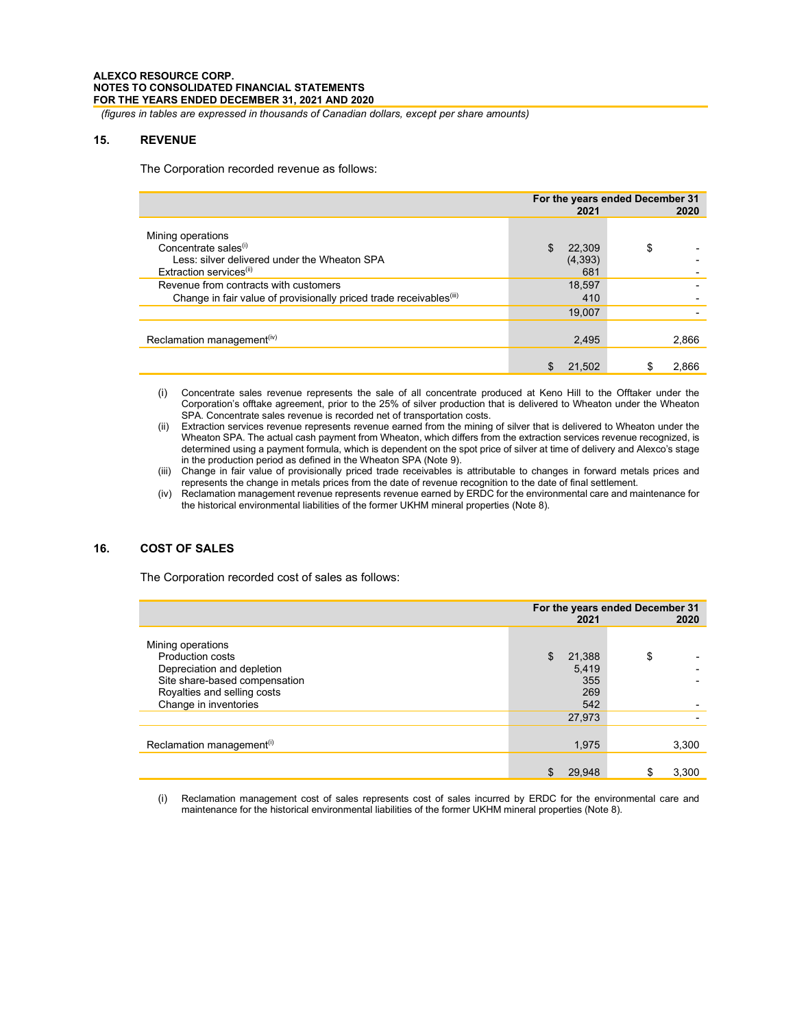*(figures in tables are expressed in thousands of Canadian dollars, except per share amounts)*

## 15. REVENUE

The Corporation recorded revenue as follows:

| | For the years ended December 31 | |
|---|---|---|
| | 2021 | 2020 |
| Mining operations | | |
| Concentrate sales[(i)] | $ 22,309 | $ - |
| Less: silver delivered under the Wheaton SPA | (4,393) | - |
| Extraction services[(ii)] | 681 | - |
| Revenue from contracts with customers | 18,597 | - |
| Change in fair value of provisionally priced trade receivables[(iii)] | 410 | - |
| | 19,007 | - |
| Reclamation management[(iv)] | 2,495 | 2,866 |
| | $ 21,502 | $ 2,866 |

(i) Concentrate sales revenue represents the sale of all concentrate produced at Keno Hill to the Offtaker under the Corporation's offtake agreement, prior to the 25% of silver production that is delivered to Wheaton under the Wheaton SPA. Concentrate sales revenue is recorded net of transportation costs.

(ii) Extraction services revenue represents revenue earned from the mining of silver that is delivered to Wheaton under the Wheaton SPA. The actual cash payment from Wheaton, which differs from the extraction services revenue recognized, is determined using a payment formula, which is dependent on the spot price of silver at time of delivery and Alexco's stage in the production period as defined in the Wheaton SPA (Note 9).

(iii) Change in fair value of provisionally priced trade receivables is attributable to changes in forward metals prices and represents the change in metals prices from the date of revenue recognition to the date of final settlement.

(iv) Reclamation management revenue represents revenue earned by ERDC for the environmental care and maintenance for the historical environmental liabilities of the former UKHM mineral properties (Note 8).

## 16. COST OF SALES

The Corporation recorded cost of sales as follows:

| | For the years ended December 31 | |
|---|---|---|
| | 2021 | 2020 |
| Mining operations | | |
| Production costs | $ 21,388 | $ - |
| Depreciation and depletion | 5,419 | - |
| Site share-based compensation | 355 | - |
| Royalties and selling costs | 269 | |
| Change in inventories | 542 | - |
| | 27,973 | - |
| Reclamation management[(i)] | 1,975 | 3,300 |
| | $ 29,948 | $ 3,300 |

(i) Reclamation management cost of sales represents cost of sales incurred by ERDC for the environmental care and maintenance for the historical environmental liabilities of the former UKHM mineral properties (Note 8).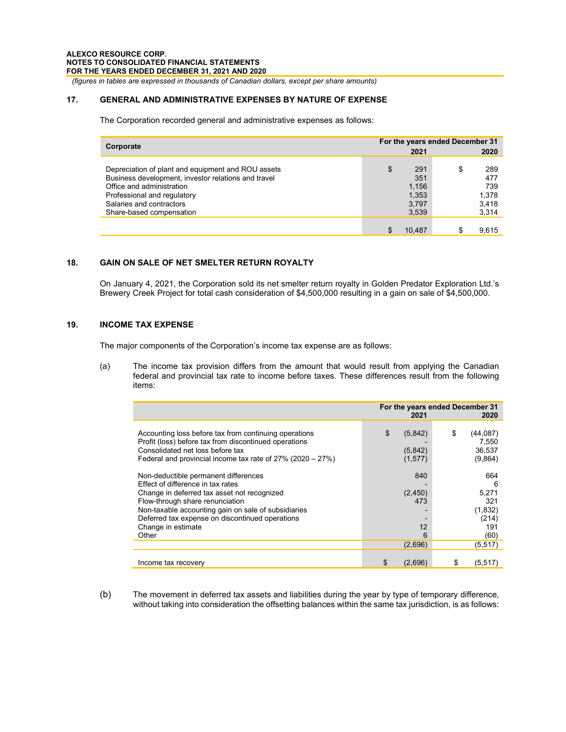*(figures in tables are expressed in thousands of Canadian dollars, except per share amounts)*

## 17. GENERAL AND ADMINISTRATIVE EXPENSES BY NATURE OF EXPENSE

The Corporation recorded general and administrative expenses as follows:

| Corporate | For the years ended December 31 2021 | 2020 |
|---|---|---|
| Depreciation of plant and equipment and ROU assets | $ 291 | $ 289 |
| Business development, investor relations and travel | 351 | 477 |
| Office and administration | 1,156 | 739 |
| Professional and regulatory | 1,353 | 1,378 |
| Salaries and contractors | 3,797 | 3,418 |
| Share-based compensation | 3,539 | 3,314 |
| | $ 10,487 | $ 9,615 |

## 18. GAIN ON SALE OF NET SMELTER RETURN ROYALTY

On January 4, 2021, the Corporation sold its net smelter return royalty in Golden Predator Exploration Ltd.'s Brewery Creek Project for total cash consideration of $4,500,000 resulting in a gain on sale of $4,500,000.

## 19. INCOME TAX EXPENSE

The major components of the Corporation's income tax expense are as follows:

(a) The income tax provision differs from the amount that would result from applying the Canadian federal and provincial tax rate to income before taxes. These differences result from the following items:

| | For the years ended December 31 2021 | 2020 |
|---|---|---|
| Accounting loss before tax from continuing operations | $ (5,842) | $ (44,087) |
| Profit (loss) before tax from discontinued operations | - | 7,550 |
| Consolidated net loss before tax | (5,842) | 36,537 |
| Federal and provincial income tax rate of 27% (2020 – 27%) | (1,577) | (9,864) |
| Non-deductible permanent differences | 840 | 664 |
| Effect of difference in tax rates | - | 6 |
| Change in deferred tax asset not recognized | (2,450) | 5,271 |
| Flow-through share renunciation | 473 | 321 |
| Non-taxable accounting gain on sale of subsidiaries | - | (1,832) |
| Deferred tax expense on discontinued operations | - | (214) |
| Change in estimate | 12 | 191 |
| Other | 6 | (60) |
| | (2,696) | (5,517) |
| Income tax recovery | $ (2,696) | $ (5,517) |

(b) The movement in deferred tax assets and liabilities during the year by type of temporary difference, without taking into consideration the offsetting balances within the same tax jurisdiction, is as follows: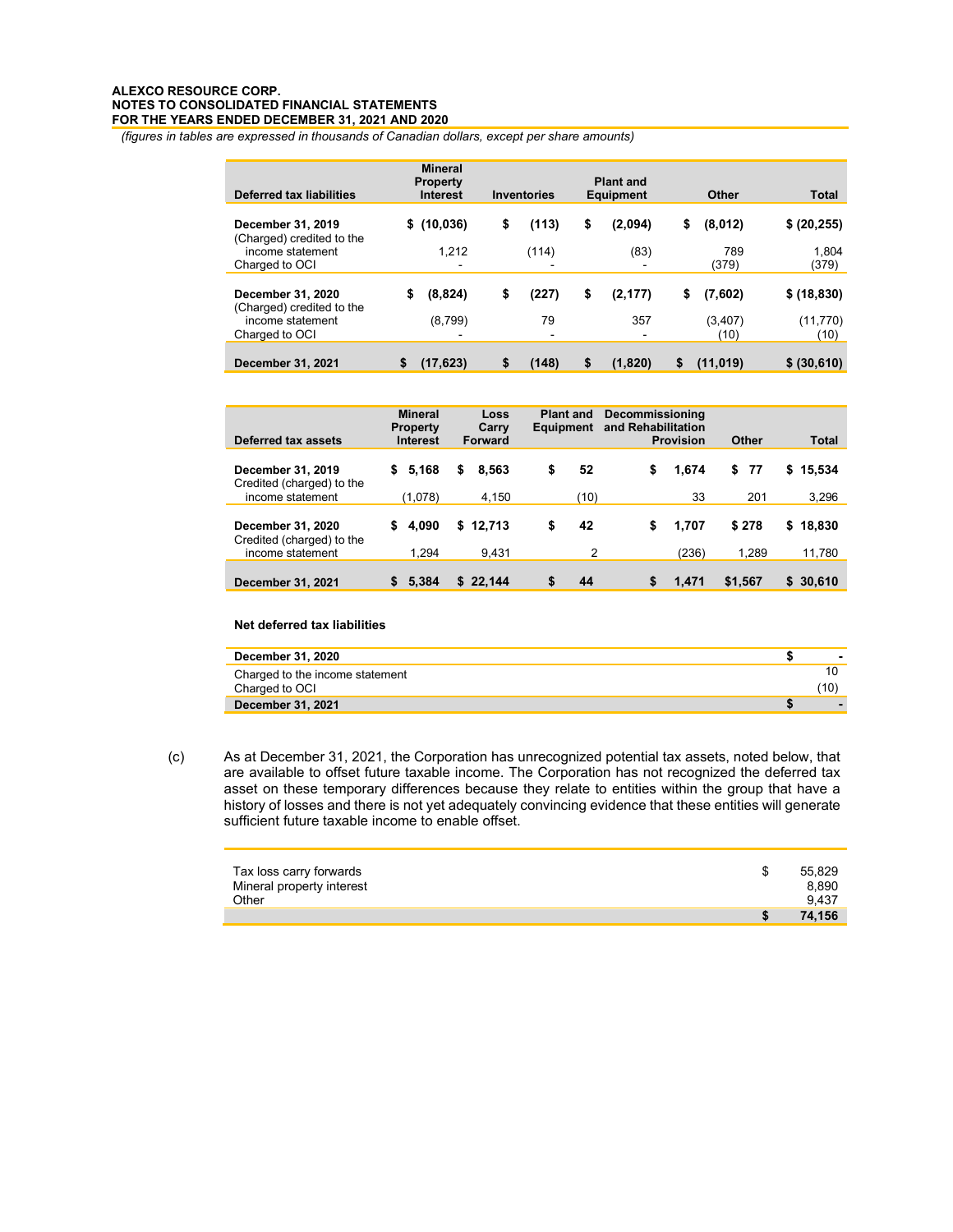*(figures in tables are expressed in thousands of Canadian dollars, except per share amounts)*

| Deferred tax liabilities | Mineral Property Interest | Inventories | Plant and Equipment | Other | Total |
|---|---|---|---|---|---|
| **December 31, 2019** | **$ (10,036)** | **$ (113)** | **$ (2,094)** | **$ (8,012)** | **$ (20,255)** |
| (Charged) credited to the income statement | 1,212 | (114) | (83) | 789 | 1,804 |
| Charged to OCI | - | - | - | (379) | (379) |
| **December 31, 2020** | **$ (8,824)** | **$ (227)** | **$ (2,177)** | **$ (7,602)** | **$ (18,830)** |
| (Charged) credited to the income statement | (8,799) | 79 | 357 | (3,407) | (11,770) |
| Charged to OCI | - | - | - | (10) | (10) |
| **December 31, 2021** | **$ (17,623)** | **$ (148)** | **$ (1,820)** | **$ (11,019)** | **$ (30,610)** |

| Deferred tax assets | Mineral Property Interest | Loss Carry Forward | Plant and Equipment | Decommissioning and Rehabilitation Provision | Other | Total |
|---|---|---|---|---|---|---|
| **December 31, 2019** | **$ 5,168** | **$ 8,563** | **$ 52** | **$ 1,674** | **$ 77** | **$ 15,534** |
| Credited (charged) to the income statement | (1,078) | 4,150 | (10) | 33 | 201 | 3,296 |
| **December 31, 2020** | **$ 4,090** | **$ 12,713** | **$ 42** | **$ 1,707** | **$ 278** | **$ 18,830** |
| Credited (charged) to the income statement | 1,294 | 9,431 | 2 | (236) | 1,289 | 11,780 |
| **December 31, 2021** | **$ 5,384** | **$ 22,144** | **$ 44** | **$ 1,471** | **$1,567** | **$ 30,610** |

**Net deferred tax liabilities**

| | |
|---|---|
| **December 31, 2020** | **$ -** |
| Charged to the income statement | 10 |
| Charged to OCI | (10) |
| **December 31, 2021** | **$ -** |

(c) As at December 31, 2021, the Corporation has unrecognized potential tax assets, noted below, that are available to offset future taxable income. The Corporation has not recognized the deferred tax asset on these temporary differences because they relate to entities within the group that have a history of losses and there is not yet adequately convincing evidence that these entities will generate sufficient future taxable income to enable offset.

| | |
|---|---|
| Tax loss carry forwards | $ 55,829 |
| Mineral property interest | 8,890 |
| Other | 9,437 |
| | **$ 74,156** |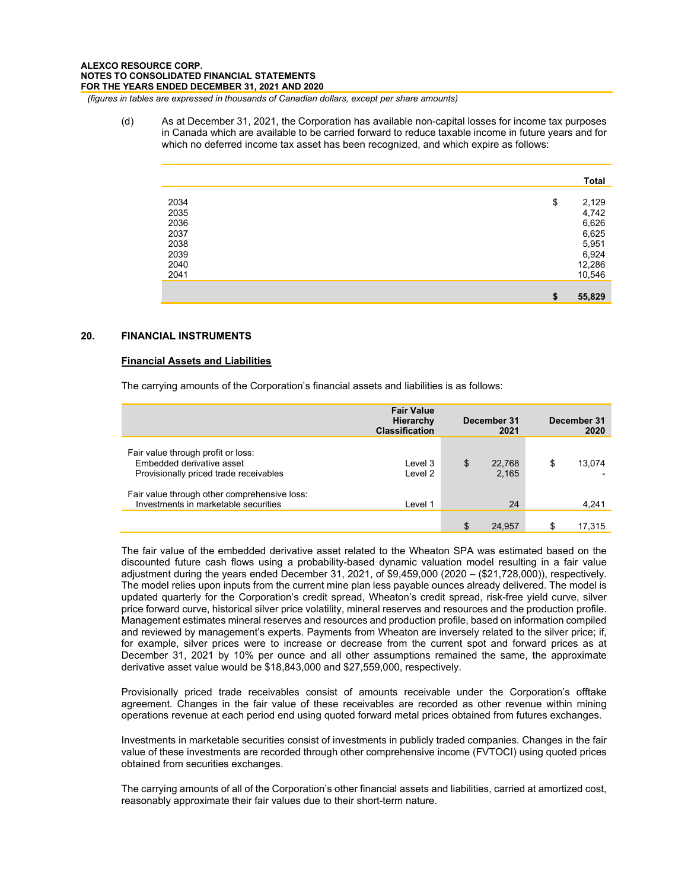(d) As at December 31, 2021, the Corporation has available non-capital losses for income tax purposes in Canada which are available to be carried forward to reduce taxable income in future years and for which no deferred income tax asset has been recognized, and which expire as follows:

| | Total |
|---|---|
| 2034 | $ 2,129 |
| 2035 | 4,742 |
| 2036 | 6,626 |
| 2037 | 6,625 |
| 2038 | 5,951 |
| 2039 | 6,924 |
| 2040 | 12,286 |
| 2041 | 10,546 |
| | **$ 55,829** |

## 20. FINANCIAL INSTRUMENTS

**Financial Assets and Liabilities**

The carrying amounts of the Corporation's financial assets and liabilities is as follows:

| | Fair Value Hierarchy Classification | December 31 2021 | December 31 2020 |
|---|---|---|---|
| Fair value through profit or loss: | | | |
| Embedded derivative asset | Level 3 | $ 22,768 | $ 13,074 |
| Provisionally priced trade receivables | Level 2 | 2,165 | - |
| Fair value through other comprehensive loss: | | | |
| Investments in marketable securities | Level 1 | 24 | 4,241 |
| | | $ 24,957 | $ 17,315 |

The fair value of the embedded derivative asset related to the Wheaton SPA was estimated based on the discounted future cash flows using a probability-based dynamic valuation model resulting in a fair value adjustment during the years ended December 31, 2021, of $9,459,000 (2020 – ($21,728,000)), respectively. The model relies upon inputs from the current mine plan less payable ounces already delivered. The model is updated quarterly for the Corporation's credit spread, Wheaton's credit spread, risk-free yield curve, silver price forward curve, historical silver price volatility, mineral reserves and resources and the production profile. Management estimates mineral reserves and resources and production profile, based on information compiled and reviewed by management's experts. Payments from Wheaton are inversely related to the silver price; if, for example, silver prices were to increase or decrease from the current spot and forward prices as at December 31, 2021 by 10% per ounce and all other assumptions remained the same, the approximate derivative asset value would be $18,843,000 and $27,559,000, respectively.

Provisionally priced trade receivables consist of amounts receivable under the Corporation's offtake agreement. Changes in the fair value of these receivables are recorded as other revenue within mining operations revenue at each period end using quoted forward metal prices obtained from futures exchanges.

Investments in marketable securities consist of investments in publicly traded companies. Changes in the fair value of these investments are recorded through other comprehensive income (FVTOCI) using quoted prices obtained from securities exchanges.

The carrying amounts of all of the Corporation's other financial assets and liabilities, carried at amortized cost, reasonably approximate their fair values due to their short-term nature.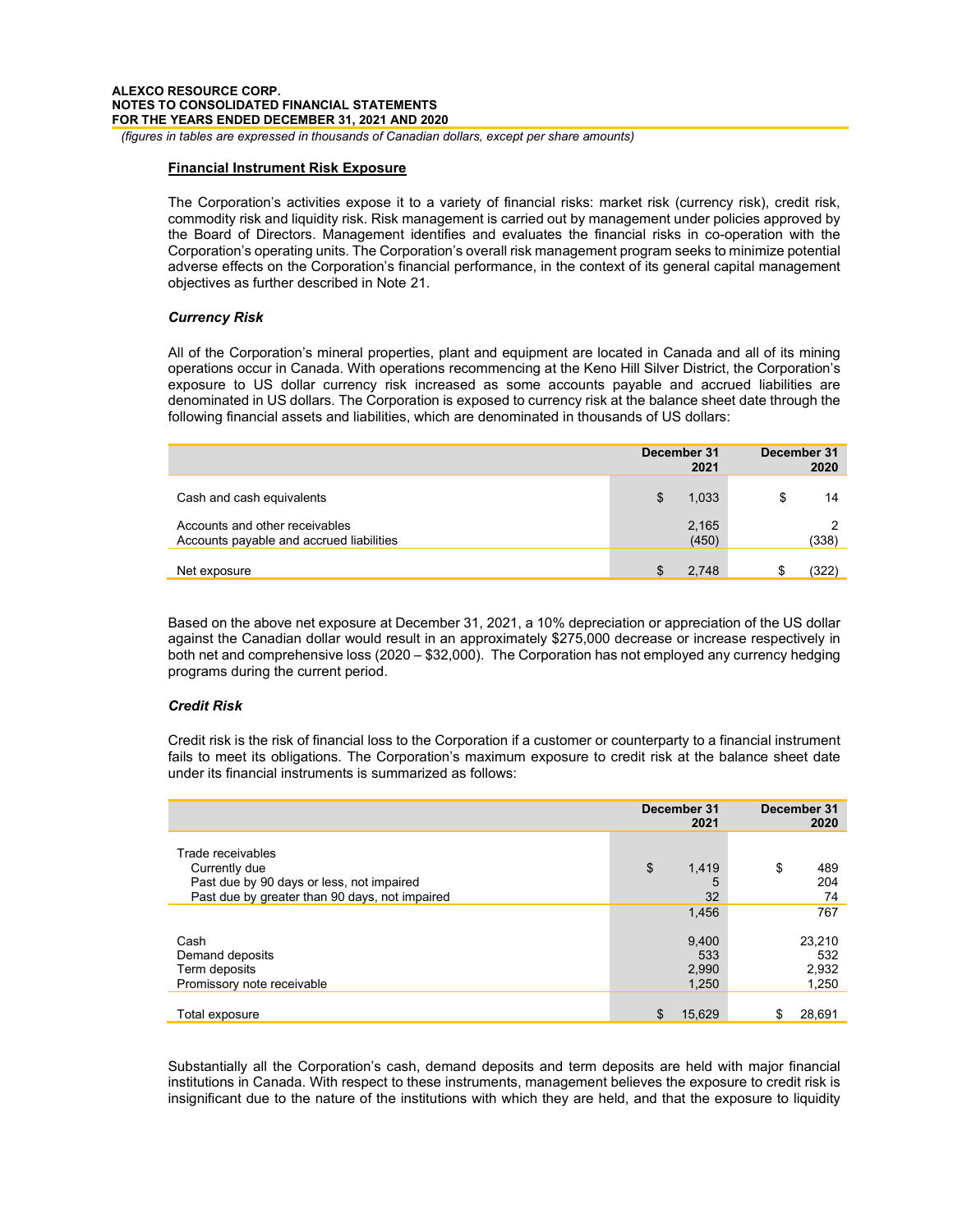**Financial Instrument Risk Exposure**

The Corporation's activities expose it to a variety of financial risks: market risk (currency risk), credit risk, commodity risk and liquidity risk. Risk management is carried out by management under policies approved by the Board of Directors. Management identifies and evaluates the financial risks in co-operation with the Corporation's operating units. The Corporation's overall risk management program seeks to minimize potential adverse effects on the Corporation's financial performance, in the context of its general capital management objectives as further described in Note 21.

***Currency Risk***

All of the Corporation's mineral properties, plant and equipment are located in Canada and all of its mining operations occur in Canada. With operations recommencing at the Keno Hill Silver District, the Corporation's exposure to US dollar currency risk increased as some accounts payable and accrued liabilities are denominated in US dollars. The Corporation is exposed to currency risk at the balance sheet date through the following financial assets and liabilities, which are denominated in thousands of US dollars:

| | December 31 2021 | December 31 2020 |
|---|---|---|
| Cash and cash equivalents | $ 1,033 | $ 14 |
| Accounts and other receivables | 2,165 | 2 |
| Accounts payable and accrued liabilities | (450) | (338) |
| Net exposure | $ 2,748 | $ (322) |

Based on the above net exposure at December 31, 2021, a 10% depreciation or appreciation of the US dollar against the Canadian dollar would result in an approximately $275,000 decrease or increase respectively in both net and comprehensive loss (2020 – $32,000). The Corporation has not employed any currency hedging programs during the current period.

***Credit Risk***

Credit risk is the risk of financial loss to the Corporation if a customer or counterparty to a financial instrument fails to meet its obligations. The Corporation's maximum exposure to credit risk at the balance sheet date under its financial instruments is summarized as follows:

| | December 31 2021 | December 31 2020 |
|---|---|---|
| Trade receivables | | |
| Currently due | $ 1,419 | $ 489 |
| Past due by 90 days or less, not impaired | 5 | 204 |
| Past due by greater than 90 days, not impaired | 32 | 74 |
| | 1,456 | 767 |
| Cash | 9,400 | 23,210 |
| Demand deposits | 533 | 532 |
| Term deposits | 2,990 | 2,932 |
| Promissory note receivable | 1,250 | 1,250 |
| Total exposure | $ 15,629 | $ 28,691 |

Substantially all the Corporation's cash, demand deposits and term deposits are held with major financial institutions in Canada. With respect to these instruments, management believes the exposure to credit risk is insignificant due to the nature of the institutions with which they are held, and that the exposure to liquidity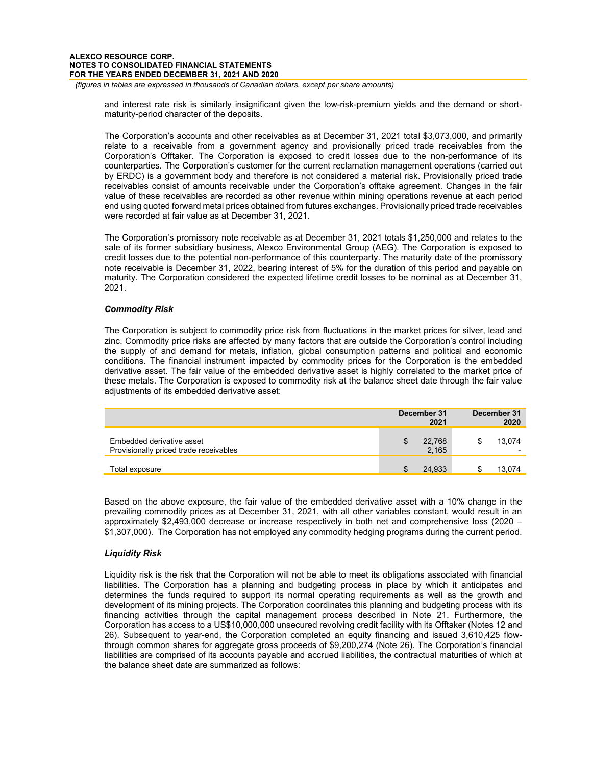and interest rate risk is similarly insignificant given the low-risk-premium yields and the demand or short-maturity-period character of the deposits.

The Corporation's accounts and other receivables as at December 31, 2021 total $3,073,000, and primarily relate to a receivable from a government agency and provisionally priced trade receivables from the Corporation's Offtaker. The Corporation is exposed to credit losses due to the non-performance of its counterparties. The Corporation's customer for the current reclamation management operations (carried out by ERDC) is a government body and therefore is not considered a material risk. Provisionally priced trade receivables consist of amounts receivable under the Corporation's offtake agreement. Changes in the fair value of these receivables are recorded as other revenue within mining operations revenue at each period end using quoted forward metal prices obtained from futures exchanges. Provisionally priced trade receivables were recorded at fair value as at December 31, 2021.

The Corporation's promissory note receivable as at December 31, 2021 totals $1,250,000 and relates to the sale of its former subsidiary business, Alexco Environmental Group (AEG). The Corporation is exposed to credit losses due to the potential non-performance of this counterparty. The maturity date of the promissory note receivable is December 31, 2022, bearing interest of 5% for the duration of this period and payable on maturity. The Corporation considered the expected lifetime credit losses to be nominal as at December 31, 2021.

***Commodity Risk***

The Corporation is subject to commodity price risk from fluctuations in the market prices for silver, lead and zinc. Commodity price risks are affected by many factors that are outside the Corporation's control including the supply of and demand for metals, inflation, global consumption patterns and political and economic conditions. The financial instrument impacted by commodity prices for the Corporation is the embedded derivative asset. The fair value of the embedded derivative asset is highly correlated to the market price of these metals. The Corporation is exposed to commodity risk at the balance sheet date through the fair value adjustments of its embedded derivative asset:

| | December 31 2021 | December 31 2020 |
|---|---|---|
| Embedded derivative asset | $ 22,768 | $ 13,074 |
| Provisionally priced trade receivables | 2,165 | - |
| Total exposure | $ 24,933 | $ 13,074 |

Based on the above exposure, the fair value of the embedded derivative asset with a 10% change in the prevailing commodity prices as at December 31, 2021, with all other variables constant, would result in an approximately $2,493,000 decrease or increase respectively in both net and comprehensive loss (2020 – $1,307,000). The Corporation has not employed any commodity hedging programs during the current period.

***Liquidity Risk***

Liquidity risk is the risk that the Corporation will not be able to meet its obligations associated with financial liabilities. The Corporation has a planning and budgeting process in place by which it anticipates and determines the funds required to support its normal operating requirements as well as the growth and development of its mining projects. The Corporation coordinates this planning and budgeting process with its financing activities through the capital management process described in Note 21. Furthermore, the Corporation has access to a US$10,000,000 unsecured revolving credit facility with its Offtaker (Notes 12 and 26). Subsequent to year-end, the Corporation completed an equity financing and issued 3,610,425 flow-through common shares for aggregate gross proceeds of $9,200,274 (Note 26). The Corporation's financial liabilities are comprised of its accounts payable and accrued liabilities, the contractual maturities of which at the balance sheet date are summarized as follows: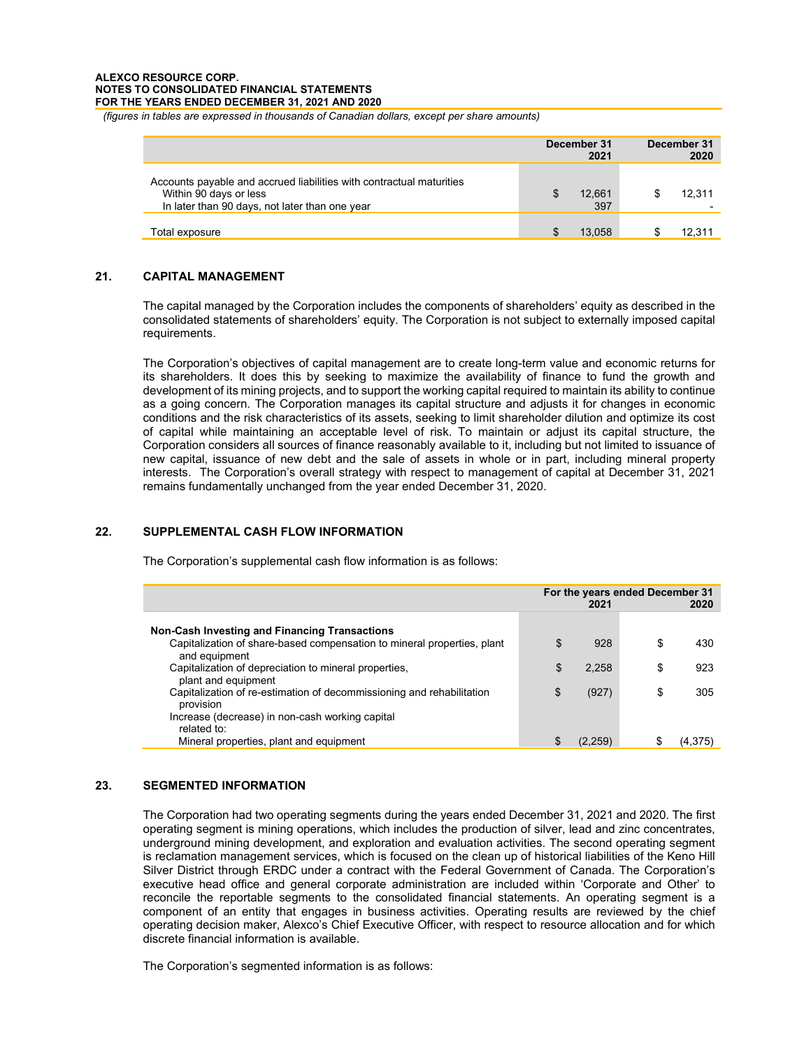*(figures in tables are expressed in thousands of Canadian dollars, except per share amounts)*

| | December 31 2021 | December 31 2020 |
|---|---|---|
| Accounts payable and accrued liabilities with contractual maturities | | |
| Within 90 days or less | $ 12,661 | $ 12,311 |
| In later than 90 days, not later than one year | 397 | - |
| Total exposure | $ 13,058 | $ 12,311 |

## 21. CAPITAL MANAGEMENT

The capital managed by the Corporation includes the components of shareholders' equity as described in the consolidated statements of shareholders' equity. The Corporation is not subject to externally imposed capital requirements.

The Corporation's objectives of capital management are to create long-term value and economic returns for its shareholders. It does this by seeking to maximize the availability of finance to fund the growth and development of its mining projects, and to support the working capital required to maintain its ability to continue as a going concern. The Corporation manages its capital structure and adjusts it for changes in economic conditions and the risk characteristics of its assets, seeking to limit shareholder dilution and optimize its cost of capital while maintaining an acceptable level of risk. To maintain or adjust its capital structure, the Corporation considers all sources of finance reasonably available to it, including but not limited to issuance of new capital, issuance of new debt and the sale of assets in whole or in part, including mineral property interests. The Corporation's overall strategy with respect to management of capital at December 31, 2021 remains fundamentally unchanged from the year ended December 31, 2020.

## 22. SUPPLEMENTAL CASH FLOW INFORMATION

The Corporation's supplemental cash flow information is as follows:

| | For the years ended December 31 2021 | 2020 |
|---|---|---|
| **Non-Cash Investing and Financing Transactions** | | |
| Capitalization of share-based compensation to mineral properties, plant and equipment | $ 928 | $ 430 |
| Capitalization of depreciation to mineral properties, plant and equipment | $ 2,258 | $ 923 |
| Capitalization of re-estimation of decommissioning and rehabilitation provision | $ (927) | $ 305 |
| Increase (decrease) in non-cash working capital related to: | | |
| Mineral properties, plant and equipment | $ (2,259) | $ (4,375) |

## 23. SEGMENTED INFORMATION

The Corporation had two operating segments during the years ended December 31, 2021 and 2020. The first operating segment is mining operations, which includes the production of silver, lead and zinc concentrates, underground mining development, and exploration and evaluation activities. The second operating segment is reclamation management services, which is focused on the clean up of historical liabilities of the Keno Hill Silver District through ERDC under a contract with the Federal Government of Canada. The Corporation's executive head office and general corporate administration are included within 'Corporate and Other' to reconcile the reportable segments to the consolidated financial statements. An operating segment is a component of an entity that engages in business activities. Operating results are reviewed by the chief operating decision maker, Alexco's Chief Executive Officer, with respect to resource allocation and for which discrete financial information is available.

The Corporation's segmented information is as follows: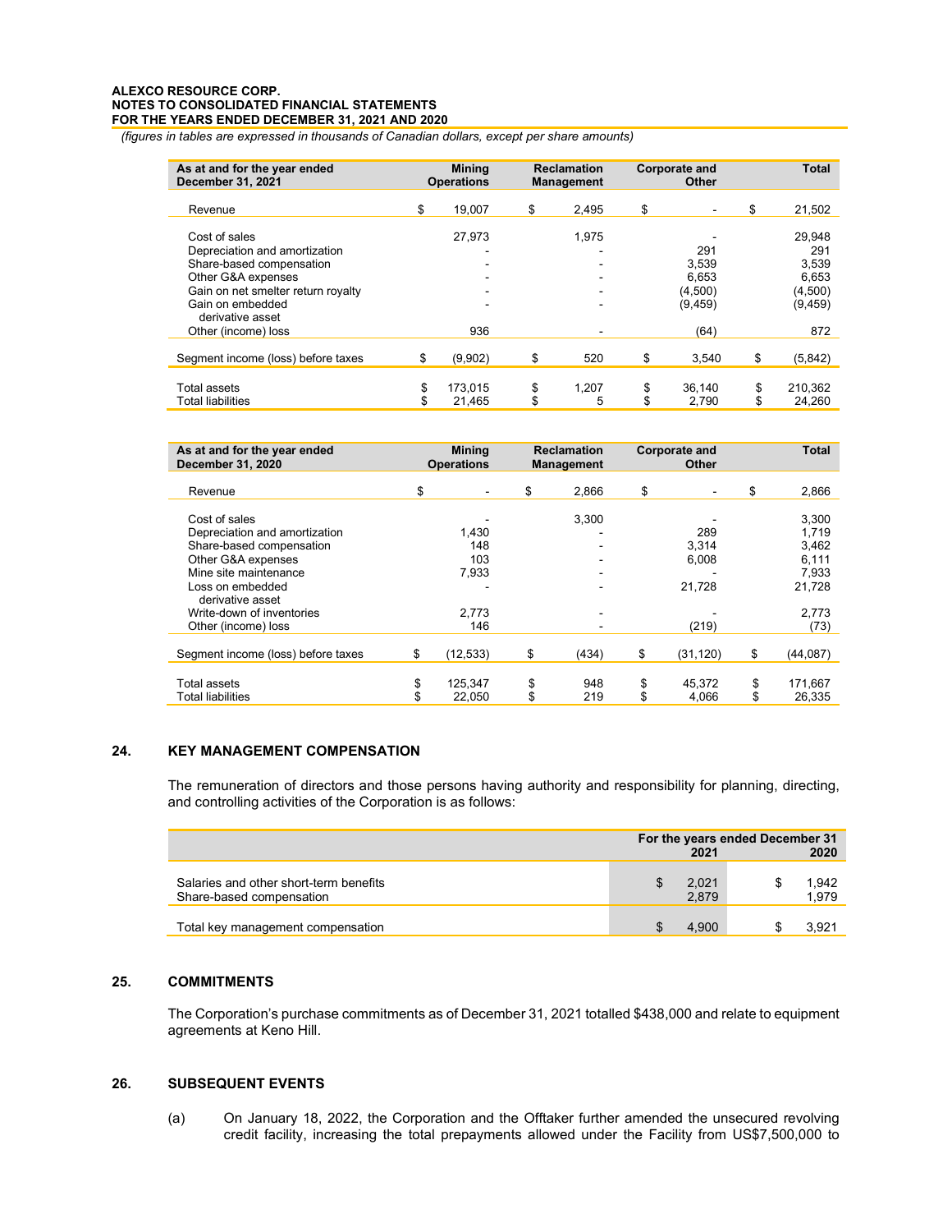*(figures in tables are expressed in thousands of Canadian dollars, except per share amounts)*

| As at and for the year ended December 31, 2021 | Mining Operations | Reclamation Management | Corporate and Other | Total |
|---|---|---|---|---|
| Revenue | $ 19,007 | $ 2,495 | $ - | $ 21,502 |
| Cost of sales | 27,973 | 1,975 | - | 29,948 |
| Depreciation and amortization | - | - | 291 | 291 |
| Share-based compensation | - | - | 3,539 | 3,539 |
| Other G&A expenses | - | - | 6,653 | 6,653 |
| Gain on net smelter return royalty | - | - | (4,500) | (4,500) |
| Gain on embedded derivative asset | - | - | (9,459) | (9,459) |
| Other (income) loss | 936 | - | (64) | 872 |
| Segment income (loss) before taxes | $ (9,902) | $ 520 | $ 3,540 | $ (5,842) |
| Total assets | $ 173,015 | $ 1,207 | $ 36,140 | $ 210,362 |
| Total liabilities | $ 21,465 | $ 5 | $ 2,790 | $ 24,260 |

| As at and for the year ended December 31, 2020 | Mining Operations | Reclamation Management | Corporate and Other | Total |
|---|---|---|---|---|
| Revenue | $ - | $ 2,866 | $ - | $ 2,866 |
| Cost of sales | - | 3,300 | - | 3,300 |
| Depreciation and amortization | 1,430 | - | 289 | 1,719 |
| Share-based compensation | 148 | - | 3,314 | 3,462 |
| Other G&A expenses | 103 | - | 6,008 | 6,111 |
| Mine site maintenance | 7,933 | - | - | 7,933 |
| Loss on embedded derivative asset | - | - | 21,728 | 21,728 |
| Write-down of inventories | 2,773 | - | - | 2,773 |
| Other (income) loss | 146 | - | (219) | (73) |
| Segment income (loss) before taxes | $ (12,533) | $ (434) | $ (31,120) | $ (44,087) |
| Total assets | $ 125,347 | $ 948 | $ 45,372 | $ 171,667 |
| Total liabilities | $ 22,050 | $ 219 | $ 4,066 | $ 26,335 |

## 24. KEY MANAGEMENT COMPENSATION

The remuneration of directors and those persons having authority and responsibility for planning, directing, and controlling activities of the Corporation is as follows:

| | For the years ended December 31 2021 | 2020 |
|---|---|---|
| Salaries and other short-term benefits | $ 2,021 | $ 1,942 |
| Share-based compensation | 2,879 | 1,979 |
| Total key management compensation | $ 4,900 | $ 3,921 |

## 25. COMMITMENTS

The Corporation's purchase commitments as of December 31, 2021 totalled $438,000 and relate to equipment agreements at Keno Hill.

## 26. SUBSEQUENT EVENTS

(a) On January 18, 2022, the Corporation and the Offtaker further amended the unsecured revolving credit facility, increasing the total prepayments allowed under the Facility from US$7,500,000 to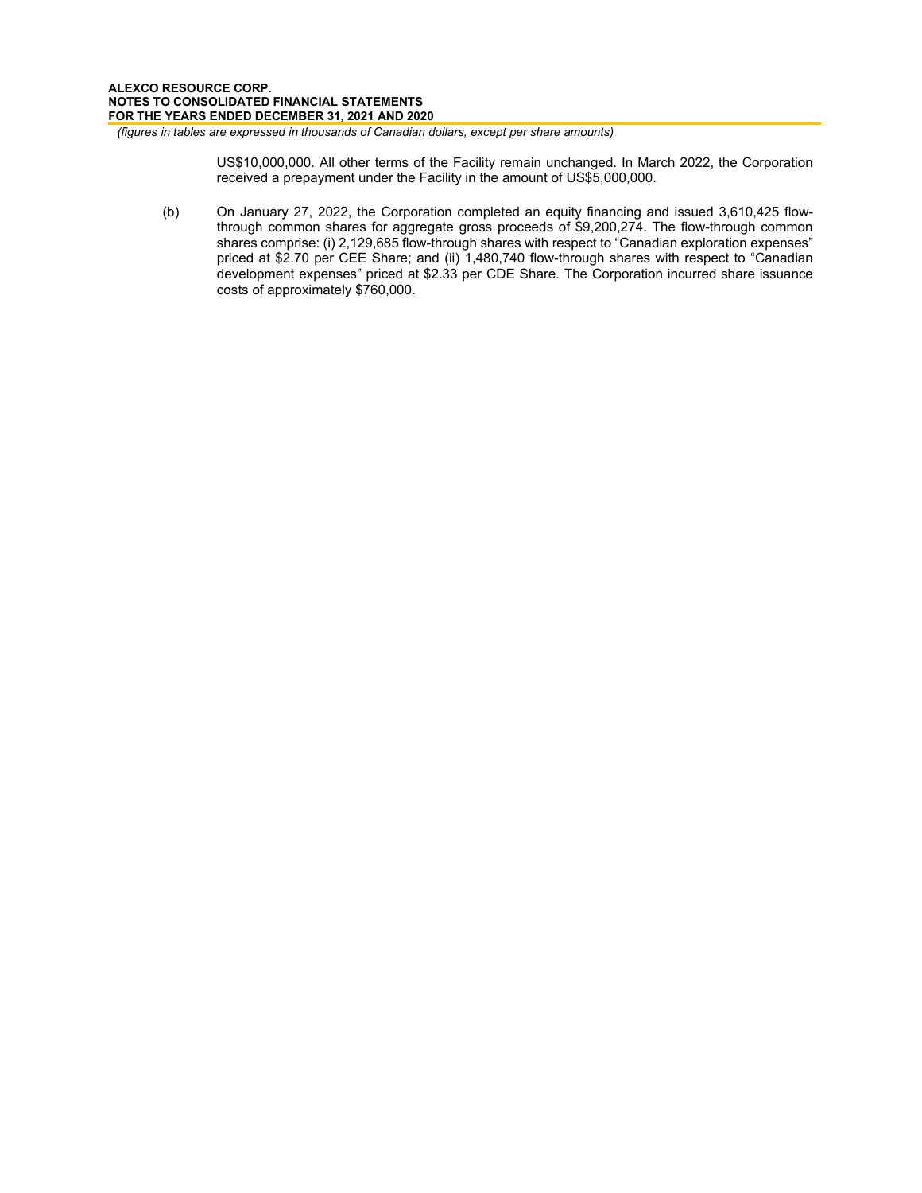US$10,000,000. All other terms of the Facility remain unchanged. In March 2022, the Corporation received a prepayment under the Facility in the amount of US$5,000,000.

(b) On January 27, 2022, the Corporation completed an equity financing and issued 3,610,425 flow-through common shares for aggregate gross proceeds of $9,200,274. The flow-through common shares comprise: (i) 2,129,685 flow-through shares with respect to "Canadian exploration expenses" priced at $2.70 per CEE Share; and (ii) 1,480,740 flow-through shares with respect to "Canadian development expenses" priced at $2.33 per CDE Share. The Corporation incurred share issuance costs of approximately $760,000.